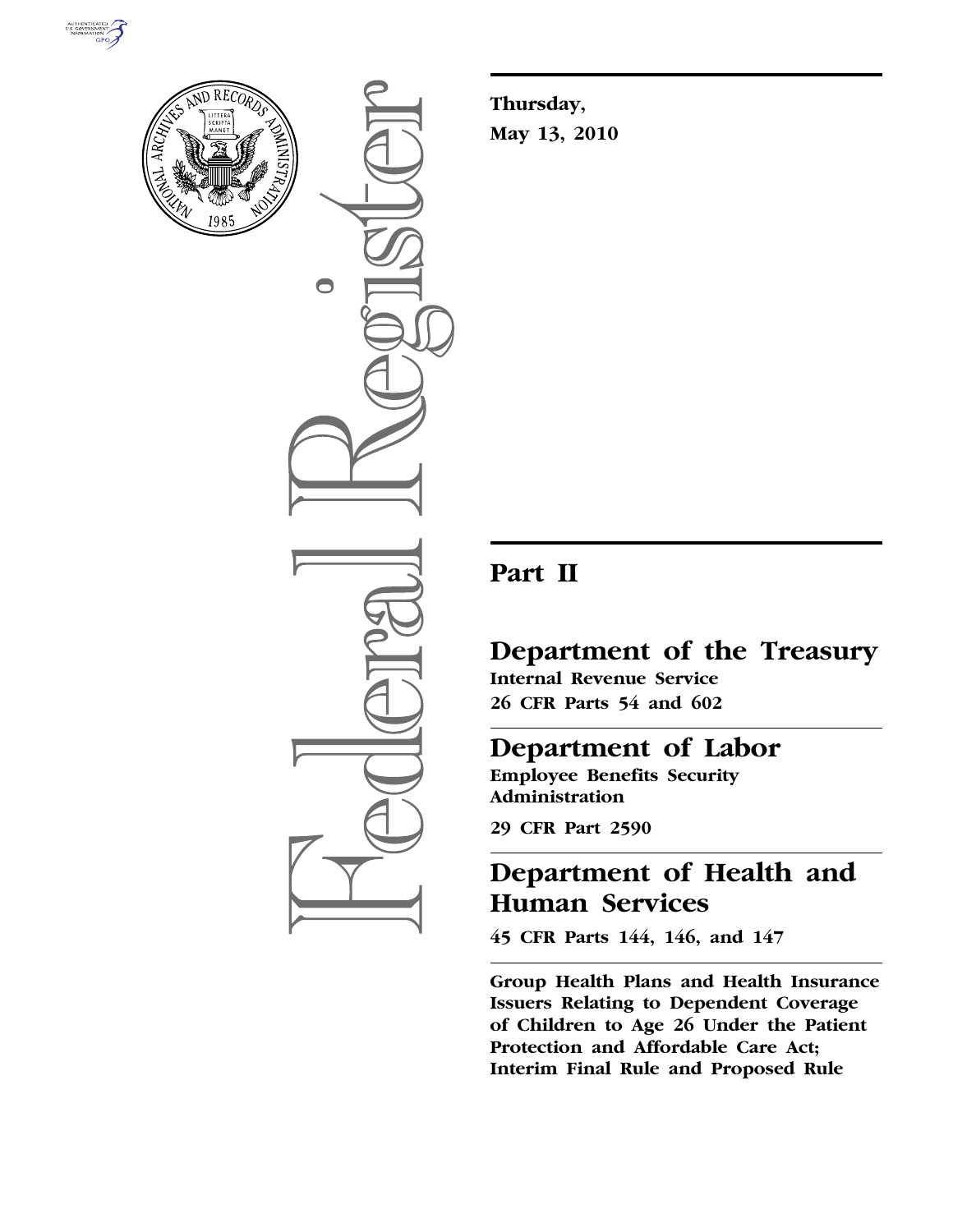Thursday,

May 13, 2010

# Part II

## Department of the Treasury

**Internal Revenue Service**

**26 CFR Parts 54 and 602**

## Department of Labor

**Employee Benefits Security Administration**

**29 CFR Part 2590**

## Department of Health and Human Services

**45 CFR Parts 144, 146, and 147**

**Group Health Plans and Health Insurance Issuers Relating to Dependent Coverage of Children to Age 26 Under the Patient Protection and Affordable Care Act; Interim Final Rule and Proposed Rule**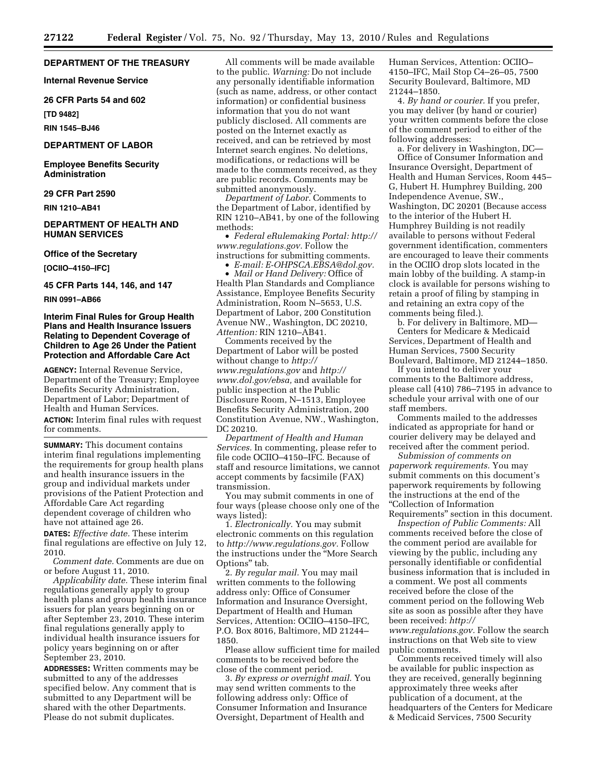**DEPARTMENT OF THE TREASURY**

**Internal Revenue Service**

**26 CFR Parts 54 and 602**

**[TD 9482]**

**RIN 1545–BJ46**

**DEPARTMENT OF LABOR**

**Employee Benefits Security Administration**

**29 CFR Part 2590**

**RIN 1210–AB41**

**DEPARTMENT OF HEALTH AND HUMAN SERVICES**

**Office of the Secretary**

**[OCIIO–4150–IFC]**

**45 CFR Parts 144, 146, and 147**

**RIN 0991–AB66**

# Interim Final Rules for Group Health Plans and Health Insurance Issuers Relating to Dependent Coverage of Children to Age 26 Under the Patient Protection and Affordable Care Act

**AGENCY:** Internal Revenue Service, Department of the Treasury; Employee Benefits Security Administration, Department of Labor; Department of Health and Human Services.

**ACTION:** Interim final rules with request for comments.

---

**SUMMARY:** This document contains interim final regulations implementing the requirements for group health plans and health insurance issuers in the group and individual markets under provisions of the Patient Protection and Affordable Care Act regarding dependent coverage of children who have not attained age 26.

**DATES:** *Effective date.* These interim final regulations are effective on July 12, 2010.

*Comment date.* Comments are due on or before August 11, 2010.

*Applicability date.* These interim final regulations generally apply to group health plans and group health insurance issuers for plan years beginning on or after September 23, 2010. These interim final regulations generally apply to individual health insurance issuers for policy years beginning on or after September 23, 2010.

**ADDRESSES:** Written comments may be submitted to any of the addresses specified below. Any comment that is submitted to any Department will be shared with the other Departments. Please do not submit duplicates.

All comments will be made available to the public. *Warning:* Do not include any personally identifiable information (such as name, address, or other contact information) or confidential business information that you do not want publicly disclosed. All comments are posted on the Internet exactly as received, and can be retrieved by most Internet search engines. No deletions, modifications, or redactions will be made to the comments received, as they are public records. Comments may be submitted anonymously.

*Department of Labor.* Comments to the Department of Labor, identified by RIN 1210–AB41, by one of the following methods:

- *Federal eRulemaking Portal: http://www.regulations.gov.* Follow the instructions for submitting comments.
- *E-mail: E-OHPSCA.EBSA@dol.gov.*
- *Mail or Hand Delivery:* Office of Health Plan Standards and Compliance Assistance, Employee Benefits Security Administration, Room N–5653, U.S. Department of Labor, 200 Constitution Avenue NW., Washington, DC 20210, *Attention:* RIN 1210–AB41.

Comments received by the Department of Labor will be posted without change to *http://www.regulations.gov* and *http://www.dol.gov/ebsa,* and available for public inspection at the Public Disclosure Room, N–1513, Employee Benefits Security Administration, 200 Constitution Avenue, NW., Washington, DC 20210.

*Department of Health and Human Services.* In commenting, please refer to file code OCIIO–4150–IFC. Because of staff and resource limitations, we cannot accept comments by facsimile (FAX) transmission.

You may submit comments in one of four ways (please choose only one of the ways listed):

1. *Electronically.* You may submit electronic comments on this regulation to *http://www.regulations.gov.* Follow the instructions under the "More Search Options" tab.

2. *By regular mail.* You may mail written comments to the following address only: Office of Consumer Information and Insurance Oversight, Department of Health and Human Services, Attention: OCIIO–4150–IFC, P.O. Box 8016, Baltimore, MD 21244–1850.

Please allow sufficient time for mailed comments to be received before the close of the comment period.

3. *By express or overnight mail.* You may send written comments to the following address only: Office of Consumer Information and Insurance Oversight, Department of Health and Human Services, Attention: OCIIO–4150–IFC, Mail Stop C4–26–05, 7500 Security Boulevard, Baltimore, MD 21244–1850.

4. *By hand or courier.* If you prefer, you may deliver (by hand or courier) your written comments before the close of the comment period to either of the following addresses:

a. For delivery in Washington, DC—Office of Consumer Information and Insurance Oversight, Department of Health and Human Services, Room 445–G, Hubert H. Humphrey Building, 200 Independence Avenue, SW., Washington, DC 20201 (Because access to the interior of the Hubert H. Humphrey Building is not readily available to persons without Federal government identification, commenters are encouraged to leave their comments in the OCIIO drop slots located in the main lobby of the building. A stamp-in clock is available for persons wishing to retain a proof of filing by stamping in and retaining an extra copy of the comments being filed.).

b. For delivery in Baltimore, MD—Centers for Medicare & Medicaid Services, Department of Health and Human Services, 7500 Security Boulevard, Baltimore, MD 21244–1850.

If you intend to deliver your comments to the Baltimore address, please call (410) 786–7195 in advance to schedule your arrival with one of our staff members.

Comments mailed to the addresses indicated as appropriate for hand or courier delivery may be delayed and received after the comment period.

*Submission of comments on paperwork requirements.* You may submit comments on this document's paperwork requirements by following the instructions at the end of the "Collection of Information Requirements" section in this document.

*Inspection of Public Comments:* All comments received before the close of the comment period are available for viewing by the public, including any personally identifiable or confidential business information that is included in a comment. We post all comments received before the close of the comment period on the following Web site as soon as possible after they have been received: *http://www.regulations.gov.* Follow the search instructions on that Web site to view public comments.

Comments received timely will also be available for public inspection as they are received, generally beginning approximately three weeks after publication of a document, at the headquarters of the Centers for Medicare & Medicaid Services, 7500 Security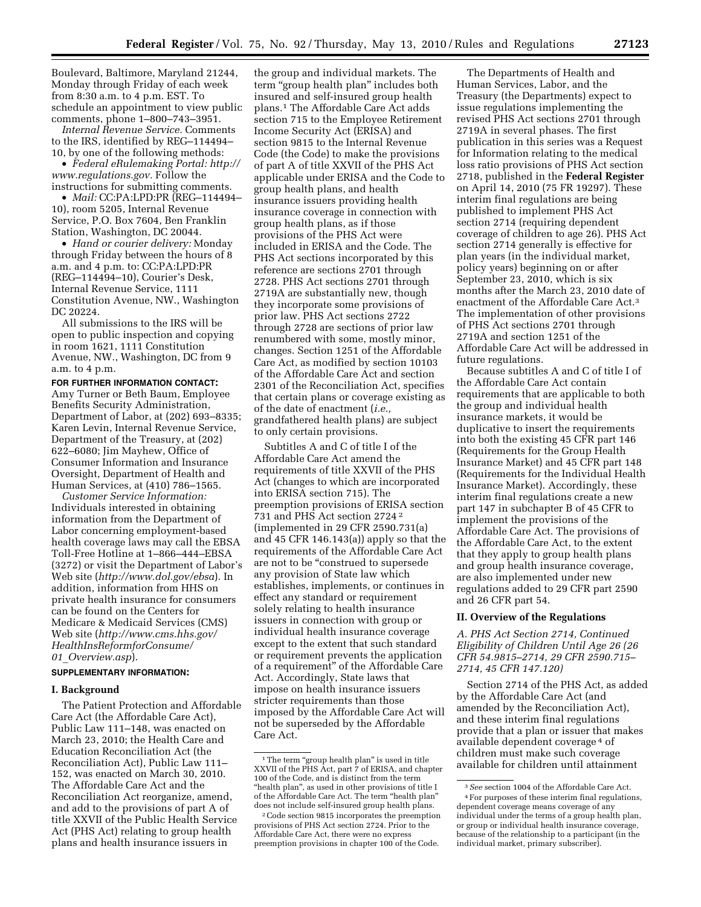Boulevard, Baltimore, Maryland 21244, Monday through Friday of each week from 8:30 a.m. to 4 p.m. EST. To schedule an appointment to view public comments, phone 1–800–743–3951.

*Internal Revenue Service.* Comments to the IRS, identified by REG–114494–10, by one of the following methods:

- *Federal eRulemaking Portal: http://www.regulations.gov.* Follow the instructions for submitting comments.
- *Mail:* CC:PA:LPD:PR (REG–114494–10), room 5205, Internal Revenue Service, P.O. Box 7604, Ben Franklin Station, Washington, DC 20044.
- *Hand or courier delivery:* Monday through Friday between the hours of 8 a.m. and 4 p.m. to: CC:PA:LPD:PR (REG–114494–10), Courier's Desk, Internal Revenue Service, 1111 Constitution Avenue, NW., Washington DC 20224.

All submissions to the IRS will be open to public inspection and copying in room 1621, 1111 Constitution Avenue, NW., Washington, DC from 9 a.m. to 4 p.m.

**FOR FURTHER INFORMATION CONTACT:** Amy Turner or Beth Baum, Employee Benefits Security Administration, Department of Labor, at (202) 693–8335; Karen Levin, Internal Revenue Service, Department of the Treasury, at (202) 622–6080; Jim Mayhew, Office of Consumer Information and Insurance Oversight, Department of Health and Human Services, at (410) 786–1565.

*Customer Service Information:* Individuals interested in obtaining information from the Department of Labor concerning employment-based health coverage laws may call the EBSA Toll-Free Hotline at 1–866–444–EBSA (3272) or visit the Department of Labor's Web site (*http://www.dol.gov/ebsa*). In addition, information from HHS on private health insurance for consumers can be found on the Centers for Medicare & Medicaid Services (CMS) Web site (*http://www.cms.hhs.gov/HealthInsReformforConsume/01_Overview.asp*).

**SUPPLEMENTARY INFORMATION:**

## I. Background

The Patient Protection and Affordable Care Act (the Affordable Care Act), Public Law 111–148, was enacted on March 23, 2010; the Health Care and Education Reconciliation Act (the Reconciliation Act), Public Law 111–152, was enacted on March 30, 2010. The Affordable Care Act and the Reconciliation Act reorganize, amend, and add to the provisions of part A of title XXVII of the Public Health Service Act (PHS Act) relating to group health plans and health insurance issuers in the group and individual markets. The term "group health plan" includes both insured and self-insured group health plans.[1] The Affordable Care Act adds section 715 to the Employee Retirement Income Security Act (ERISA) and section 9815 to the Internal Revenue Code (the Code) to make the provisions of part A of title XXVII of the PHS Act applicable under ERISA and the Code to group health plans, and health insurance issuers providing health insurance coverage in connection with group health plans, as if those provisions of the PHS Act were included in ERISA and the Code. The PHS Act sections incorporated by this reference are sections 2701 through 2728. PHS Act sections 2701 through 2719A are substantially new, though they incorporate some provisions of prior law. PHS Act sections 2722 through 2728 are sections of prior law renumbered with some, mostly minor, changes. Section 1251 of the Affordable Care Act, as modified by section 10103 of the Affordable Care Act and section 2301 of the Reconciliation Act, specifies that certain plans or coverage existing as of the date of enactment (*i.e.*, grandfathered health plans) are subject to only certain provisions.

Subtitles A and C of title I of the Affordable Care Act amend the requirements of title XXVII of the PHS Act (changes to which are incorporated into ERISA section 715). The preemption provisions of ERISA section 731 and PHS Act section 2724[2] (implemented in 29 CFR 2590.731(a) and 45 CFR 146.143(a)) apply so that the requirements of the Affordable Care Act are not to be "construed to supersede any provision of State law which establishes, implements, or continues in effect any standard or requirement solely relating to health insurance issuers in connection with group or individual health insurance coverage except to the extent that such standard or requirement prevents the application of a requirement" of the Affordable Care Act. Accordingly, State laws that impose on health insurance issuers stricter requirements than those imposed by the Affordable Care Act will not be superseded by the Affordable Care Act.

The Departments of Health and Human Services, Labor, and the Treasury (the Departments) expect to issue regulations implementing the revised PHS Act sections 2701 through 2719A in several phases. The first publication in this series was a Request for Information relating to the medical loss ratio provisions of PHS Act section 2718, published in the **Federal Register** on April 14, 2010 (75 FR 19297). These interim final regulations are being published to implement PHS Act section 2714 (requiring dependent coverage of children to age 26). PHS Act section 2714 generally is effective for plan years (in the individual market, policy years) beginning on or after September 23, 2010, which is six months after the March 23, 2010 date of enactment of the Affordable Care Act.[3] The implementation of other provisions of PHS Act sections 2701 through 2719A and section 1251 of the Affordable Care Act will be addressed in future regulations.

Because subtitles A and C of title I of the Affordable Care Act contain requirements that are applicable to both the group and individual health insurance markets, it would be duplicative to insert the requirements into both the existing 45 CFR part 146 (Requirements for the Group Health Insurance Market) and 45 CFR part 148 (Requirements for the Individual Health Insurance Market). Accordingly, these interim final regulations create a new part 147 in subchapter B of 45 CFR to implement the provisions of the Affordable Care Act. The provisions of the Affordable Care Act, to the extent that they apply to group health plans and group health insurance coverage, are also implemented under new regulations added to 29 CFR part 2590 and 26 CFR part 54.

## II. Overview of the Regulations

### *A. PHS Act Section 2714, Continued Eligibility of Children Until Age 26 (26 CFR 54.9815–2714, 29 CFR 2590.715–2714, 45 CFR 147.120)*

Section 2714 of the PHS Act, as added by the Affordable Care Act (and amended by the Reconciliation Act), and these interim final regulations provide that a plan or issuer that makes available dependent coverage[4] of children must make such coverage available for children until attainment

---

[1] The term "group health plan" is used in title XXVII of the PHS Act, part 7 of ERISA, and chapter 100 of the Code, and is distinct from the term "health plan", as used in other provisions of title I of the Affordable Care Act. The term "health plan" does not include self-insured group health plans.

[2] Code section 9815 incorporates the preemption provisions of PHS Act section 2724. Prior to the Affordable Care Act, there were no express preemption provisions in chapter 100 of the Code.

[3] *See* section 1004 of the Affordable Care Act.

[4] For purposes of these interim final regulations, dependent coverage means coverage of any individual under the terms of a group health plan, or group or individual health insurance coverage, because of the relationship to a participant (in the individual market, primary subscriber).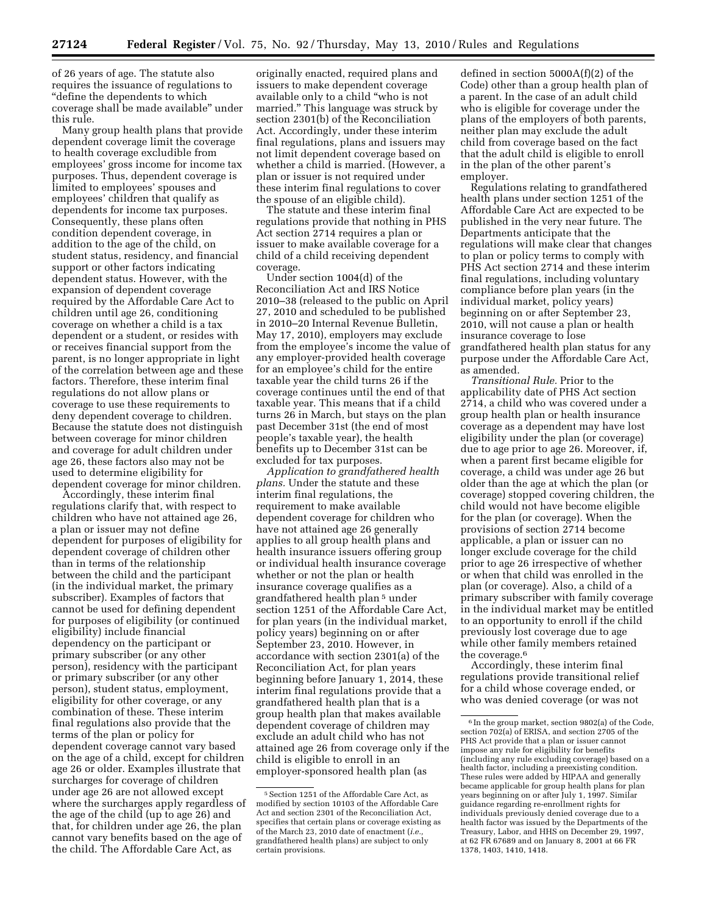of 26 years of age. The statute also requires the issuance of regulations to "define the dependents to which coverage shall be made available" under this rule.

Many group health plans that provide dependent coverage limit the coverage to health coverage excludible from employees' gross income for income tax purposes. Thus, dependent coverage is limited to employees' spouses and employees' children that qualify as dependents for income tax purposes. Consequently, these plans often condition dependent coverage, in addition to the age of the child, on student status, residency, and financial support or other factors indicating dependent status. However, with the expansion of dependent coverage required by the Affordable Care Act to children until age 26, conditioning coverage on whether a child is a tax dependent or a student, or resides with or receives financial support from the parent, is no longer appropriate in light of the correlation between age and these factors. Therefore, these interim final regulations do not allow plans or coverage to use these requirements to deny dependent coverage to children. Because the statute does not distinguish between coverage for minor children and coverage for adult children under age 26, these factors also may not be used to determine eligibility for dependent coverage for minor children.

Accordingly, these interim final regulations clarify that, with respect to children who have not attained age 26, a plan or issuer may not define dependent for purposes of eligibility for dependent coverage of children other than in terms of the relationship between the child and the participant (in the individual market, the primary subscriber). Examples of factors that cannot be used for defining dependent for purposes of eligibility (or continued eligibility) include financial dependency on the participant or primary subscriber (or any other person), residency with the participant or primary subscriber (or any other person), student status, employment, eligibility for other coverage, or any combination of these. These interim final regulations also provide that the terms of the plan or policy for dependent coverage cannot vary based on the age of a child, except for children age 26 or older. Examples illustrate that surcharges for coverage of children under age 26 are not allowed except where the surcharges apply regardless of the age of the child (up to age 26) and that, for children under age 26, the plan cannot vary benefits based on the age of the child. The Affordable Care Act, as originally enacted, required plans and issuers to make dependent coverage available only to a child "who is not married." This language was struck by section 2301(b) of the Reconciliation Act. Accordingly, under these interim final regulations, plans and issuers may not limit dependent coverage based on whether a child is married. (However, a plan or issuer is not required under these interim final regulations to cover the spouse of an eligible child).

The statute and these interim final regulations provide that nothing in PHS Act section 2714 requires a plan or issuer to make available coverage for a child of a child receiving dependent coverage.

Under section 1004(d) of the Reconciliation Act and IRS Notice 2010–38 (released to the public on April 27, 2010 and scheduled to be published in 2010–20 Internal Revenue Bulletin, May 17, 2010), employers may exclude from the employee's income the value of any employer-provided health coverage for an employee's child for the entire taxable year the child turns 26 if the coverage continues until the end of that taxable year. This means that if a child turns 26 in March, but stays on the plan past December 31st (the end of most people's taxable year), the health benefits up to December 31st can be excluded for tax purposes.

*Application to grandfathered health plans.* Under the statute and these interim final regulations, the requirement to make available dependent coverage for children who have not attained age 26 generally applies to all group health plans and health insurance issuers offering group or individual health insurance coverage whether or not the plan or health insurance coverage qualifies as a grandfathered health plan[5] under section 1251 of the Affordable Care Act, for plan years (in the individual market, policy years) beginning on or after September 23, 2010. However, in accordance with section 2301(a) of the Reconciliation Act, for plan years beginning before January 1, 2014, these interim final regulations provide that a grandfathered health plan that is a group health plan that makes available dependent coverage of children may exclude an adult child who has not attained age 26 from coverage only if the child is eligible to enroll in an employer-sponsored health plan (as defined in section 5000A(f)(2) of the Code) other than a group health plan of a parent. In the case of an adult child who is eligible for coverage under the plans of the employers of both parents, neither plan may exclude the adult child from coverage based on the fact that the adult child is eligible to enroll in the plan of the other parent's employer.

Regulations relating to grandfathered health plans under section 1251 of the Affordable Care Act are expected to be published in the very near future. The Departments anticipate that the regulations will make clear that changes to plan or policy terms to comply with PHS Act section 2714 and these interim final regulations, including voluntary compliance before plan years (in the individual market, policy years) beginning on or after September 23, 2010, will not cause a plan or health insurance coverage to lose grandfathered health plan status for any purpose under the Affordable Care Act, as amended.

*Transitional Rule.* Prior to the applicability date of PHS Act section 2714, a child who was covered under a group health plan or health insurance coverage as a dependent may have lost eligibility under the plan (or coverage) due to age prior to age 26. Moreover, if, when a parent first became eligible for coverage, a child was under age 26 but older than the age at which the plan (or coverage) stopped covering children, the child would not have become eligible for the plan (or coverage). When the provisions of section 2714 become applicable, a plan or issuer can no longer exclude coverage for the child prior to age 26 irrespective of whether or when that child was enrolled in the plan (or coverage). Also, a child of a primary subscriber with family coverage in the individual market may be entitled to an opportunity to enroll if the child previously lost coverage due to age while other family members retained the coverage.[6]

Accordingly, these interim final regulations provide transitional relief for a child whose coverage ended, or who was denied coverage (or was not

---

[5] Section 1251 of the Affordable Care Act, as modified by section 10103 of the Affordable Care Act and section 2301 of the Reconciliation Act, specifies that certain plans or coverage existing as of the March 23, 2010 date of enactment (*i.e.*, grandfathered health plans) are subject to only certain provisions.

[6] In the group market, section 9802(a) of the Code, section 702(a) of ERISA, and section 2705 of the PHS Act provide that a plan or issuer cannot impose any rule for eligibility for benefits (including any rule excluding coverage) based on a health factor, including a preexisting condition. These rules were added by HIPAA and generally became applicable for group health plans for plan years beginning on or after July 1, 1997. Similar guidance regarding re-enrollment rights for individuals previously denied coverage due to a health factor was issued by the Departments of the Treasury, Labor, and HHS on December 29, 1997, at 62 FR 67689 and on January 8, 2001 at 66 FR 1378, 1403, 1410, 1418.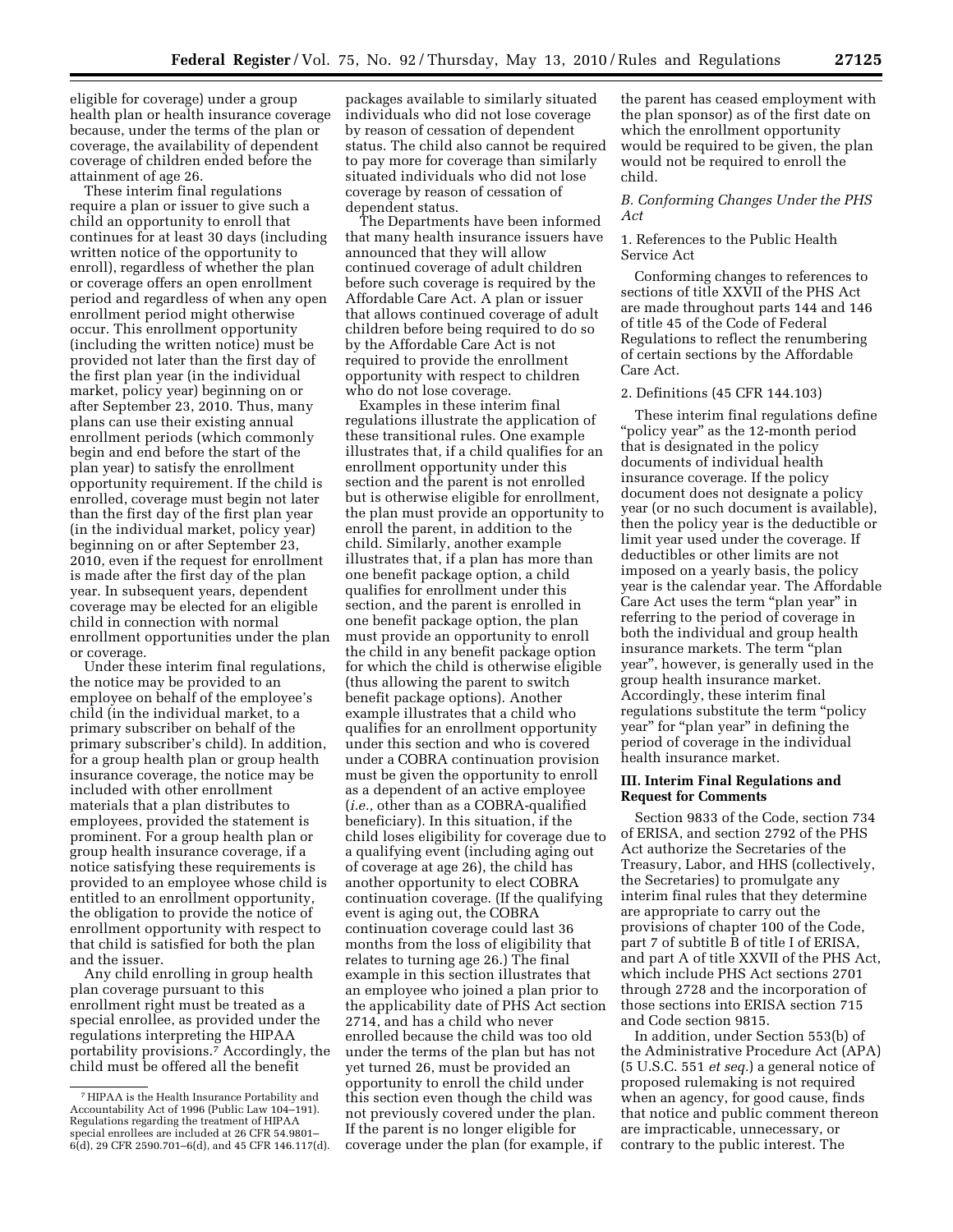eligible for coverage) under a group health plan or health insurance coverage because, under the terms of the plan or coverage, the availability of dependent coverage of children ended before the attainment of age 26.

These interim final regulations require a plan or issuer to give such a child an opportunity to enroll that continues for at least 30 days (including written notice of the opportunity to enroll), regardless of whether the plan or coverage offers an open enrollment period and regardless of when any open enrollment period might otherwise occur. This enrollment opportunity (including the written notice) must be provided not later than the first day of the first plan year (in the individual market, policy year) beginning on or after September 23, 2010. Thus, many plans can use their existing annual enrollment periods (which commonly begin and end before the start of the plan year) to satisfy the enrollment opportunity requirement. If the child is enrolled, coverage must begin not later than the first day of the first plan year (in the individual market, policy year) beginning on or after September 23, 2010, even if the request for enrollment is made after the first day of the plan year. In subsequent years, dependent coverage may be elected for an eligible child in connection with normal enrollment opportunities under the plan or coverage.

Under these interim final regulations, the notice may be provided to an employee on behalf of the employee's child (in the individual market, to a primary subscriber on behalf of the primary subscriber's child). In addition, for a group health plan or group health insurance coverage, the notice may be included with other enrollment materials that a plan distributes to employees, provided the statement is prominent. For a group health plan or group health insurance coverage, if a notice satisfying these requirements is provided to an employee whose child is entitled to an enrollment opportunity, the obligation to provide the notice of enrollment opportunity with respect to that child is satisfied for both the plan and the issuer.

Any child enrolling in group health plan coverage pursuant to this enrollment right must be treated as a special enrollee, as provided under the regulations interpreting the HIPAA portability provisions.[7] Accordingly, the child must be offered all the benefit packages available to similarly situated individuals who did not lose coverage by reason of cessation of dependent status. The child also cannot be required to pay more for coverage than similarly situated individuals who did not lose coverage by reason of cessation of dependent status.

The Departments have been informed that many health insurance issuers have announced that they will allow continued coverage of adult children before such coverage is required by the Affordable Care Act. A plan or issuer that allows continued coverage of adult children before being required to do so by the Affordable Care Act is not required to provide the enrollment opportunity with respect to children who do not lose coverage.

Examples in these interim final regulations illustrate the application of these transitional rules. One example illustrates that, if a child qualifies for an enrollment opportunity under this section and the parent is not enrolled but is otherwise eligible for enrollment, the plan must provide an opportunity to enroll the parent, in addition to the child. Similarly, another example illustrates that, if a plan has more than one benefit package option, a child qualifies for enrollment under this section, and the parent is enrolled in one benefit package option, the plan must provide an opportunity to enroll the child in any benefit package option for which the child is otherwise eligible (thus allowing the parent to switch benefit package options). Another example illustrates that a child who qualifies for an enrollment opportunity under this section and who is covered under a COBRA continuation provision must be given the opportunity to enroll as a dependent of an active employee (*i.e.,* other than as a COBRA-qualified beneficiary). In this situation, if the child loses eligibility for coverage due to a qualifying event (including aging out of coverage at age 26), the child has another opportunity to elect COBRA continuation coverage. (If the qualifying event is aging out, the COBRA continuation coverage could last 36 months from the loss of eligibility that relates to turning age 26.) The final example in this section illustrates that an employee who joined a plan prior to the applicability date of PHS Act section 2714, and has a child who never enrolled because the child was too old under the terms of the plan but has not yet turned 26, must be provided an opportunity to enroll the child under this section even though the child was not previously covered under the plan. If the parent is no longer eligible for coverage under the plan (for example, if the parent has ceased employment with the plan sponsor) as of the first date on which the enrollment opportunity would be required to be given, the plan would not be required to enroll the child.

### *B. Conforming Changes Under the PHS Act*

1. References to the Public Health Service Act

Conforming changes to references to sections of title XXVII of the PHS Act are made throughout parts 144 and 146 of title 45 of the Code of Federal Regulations to reflect the renumbering of certain sections by the Affordable Care Act.

2. Definitions (45 CFR 144.103)

These interim final regulations define "policy year" as the 12-month period that is designated in the policy documents of individual health insurance coverage. If the policy document does not designate a policy year (or no such document is available), then the policy year is the deductible or limit year used under the coverage. If deductibles or other limits are not imposed on a yearly basis, the policy year is the calendar year. The Affordable Care Act uses the term "plan year" in referring to the period of coverage in both the individual and group health insurance markets. The term "plan year", however, is generally used in the group health insurance market. Accordingly, these interim final regulations substitute the term "policy year" for "plan year" in defining the period of coverage in the individual health insurance market.

## III. Interim Final Regulations and Request for Comments

Section 9833 of the Code, section 734 of ERISA, and section 2792 of the PHS Act authorize the Secretaries of the Treasury, Labor, and HHS (collectively, the Secretaries) to promulgate any interim final rules that they determine are appropriate to carry out the provisions of chapter 100 of the Code, part 7 of subtitle B of title I of ERISA, and part A of title XXVII of the PHS Act, which include PHS Act sections 2701 through 2728 and the incorporation of those sections into ERISA section 715 and Code section 9815.

In addition, under Section 553(b) of the Administrative Procedure Act (APA) (5 U.S.C. 551 *et seq.*) a general notice of proposed rulemaking is not required when an agency, for good cause, finds that notice and public comment thereon are impracticable, unnecessary, or contrary to the public interest. The

---

[7] HIPAA is the Health Insurance Portability and Accountability Act of 1996 (Public Law 104–191). Regulations regarding the treatment of HIPAA special enrollees are included at 26 CFR 54.9801–6(d), 29 CFR 2590.701–6(d), and 45 CFR 146.117(d).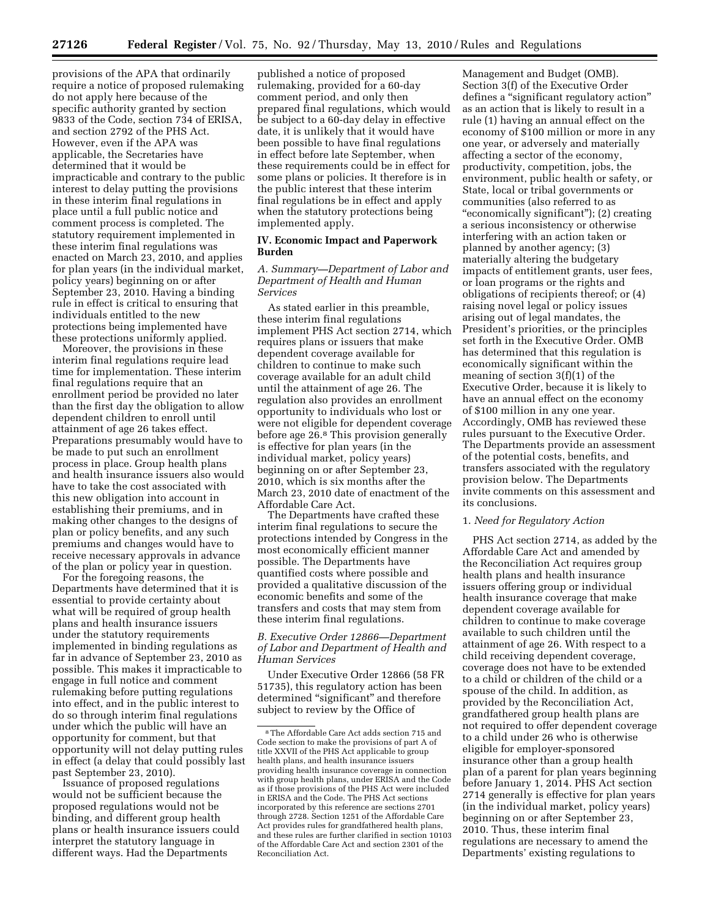provisions of the APA that ordinarily require a notice of proposed rulemaking do not apply here because of the specific authority granted by section 9833 of the Code, section 734 of ERISA, and section 2792 of the PHS Act. However, even if the APA was applicable, the Secretaries have determined that it would be impracticable and contrary to the public interest to delay putting the provisions in these interim final regulations in place until a full public notice and comment process is completed. The statutory requirement implemented in these interim final regulations was enacted on March 23, 2010, and applies for plan years (in the individual market, policy years) beginning on or after September 23, 2010. Having a binding rule in effect is critical to ensuring that individuals entitled to the new protections being implemented have these protections uniformly applied.

Moreover, the provisions in these interim final regulations require lead time for implementation. These interim final regulations require that an enrollment period be provided no later than the first day the obligation to allow dependent children to enroll until attainment of age 26 takes effect. Preparations presumably would have to be made to put such an enrollment process in place. Group health plans and health insurance issuers also would have to take the cost associated with this new obligation into account in establishing their premiums, and in making other changes to the designs of plan or policy benefits, and any such premiums and changes would have to receive necessary approvals in advance of the plan or policy year in question.

For the foregoing reasons, the Departments have determined that it is essential to provide certainty about what will be required of group health plans and health insurance issuers under the statutory requirements implemented in binding regulations as far in advance of September 23, 2010 as possible. This makes it impracticable to engage in full notice and comment rulemaking before putting regulations into effect, and in the public interest to do so through interim final regulations under which the public will have an opportunity for comment, but that opportunity will not delay putting rules in effect (a delay that could possibly last past September 23, 2010).

Issuance of proposed regulations would not be sufficient because the proposed regulations would not be binding, and different group health plans or health insurance issuers could interpret the statutory language in different ways. Had the Departments published a notice of proposed rulemaking, provided for a 60-day comment period, and only then prepared final regulations, which would be subject to a 60-day delay in effective date, it is unlikely that it would have been possible to have final regulations in effect before late September, when these requirements could be in effect for some plans or policies. It therefore is in the public interest that these interim final regulations be in effect and apply when the statutory protections being implemented apply.

## IV. Economic Impact and Paperwork Burden

### *A. Summary—Department of Labor and Department of Health and Human Services*

As stated earlier in this preamble, these interim final regulations implement PHS Act section 2714, which requires plans or issuers that make dependent coverage available for children to continue to make such coverage available for an adult child until the attainment of age 26. The regulation also provides an enrollment opportunity to individuals who lost or were not eligible for dependent coverage before age 26.[8] This provision generally is effective for plan years (in the individual market, policy years) beginning on or after September 23, 2010, which is six months after the March 23, 2010 date of enactment of the Affordable Care Act.

The Departments have crafted these interim final regulations to secure the protections intended by Congress in the most economically efficient manner possible. The Departments have quantified costs where possible and provided a qualitative discussion of the economic benefits and some of the transfers and costs that may stem from these interim final regulations.

### *B. Executive Order 12866—Department of Labor and Department of Health and Human Services*

Under Executive Order 12866 (58 FR 51735), this regulatory action has been determined "significant" and therefore subject to review by the Office of Management and Budget (OMB). Section 3(f) of the Executive Order defines a "significant regulatory action" as an action that is likely to result in a rule (1) having an annual effect on the economy of $100 million or more in any one year, or adversely and materially affecting a sector of the economy, productivity, competition, jobs, the environment, public health or safety, or State, local or tribal governments or communities (also referred to as "economically significant"); (2) creating a serious inconsistency or otherwise interfering with an action taken or planned by another agency; (3) materially altering the budgetary impacts of entitlement grants, user fees, or loan programs or the rights and obligations of recipients thereof; or (4) raising novel legal or policy issues arising out of legal mandates, the President's priorities, or the principles set forth in the Executive Order. OMB has determined that this regulation is economically significant within the meaning of section 3(f)(1) of the Executive Order, because it is likely to have an annual effect on the economy of $100 million in any one year. Accordingly, OMB has reviewed these rules pursuant to the Executive Order. The Departments provide an assessment of the potential costs, benefits, and transfers associated with the regulatory provision below. The Departments invite comments on this assessment and its conclusions.

#### 1. *Need for Regulatory Action*

PHS Act section 2714, as added by the Affordable Care Act and amended by the Reconciliation Act requires group health plans and health insurance issuers offering group or individual health insurance coverage that make dependent coverage available for children to continue to make coverage available to such children until the attainment of age 26. With respect to a child receiving dependent coverage, coverage does not have to be extended to a child or children of the child or a spouse of the child. In addition, as provided by the Reconciliation Act, grandfathered group health plans are not required to offer dependent coverage to a child under 26 who is otherwise eligible for employer-sponsored insurance other than a group health plan of a parent for plan years beginning before January 1, 2014. PHS Act section 2714 generally is effective for plan years (in the individual market, policy years) beginning on or after September 23, 2010. Thus, these interim final regulations are necessary to amend the Departments' existing regulations to

[8] The Affordable Care Act adds section 715 and Code section to make the provisions of part A of title XXVII of the PHS Act applicable to group health plans, and health insurance issuers providing health insurance coverage in connection with group health plans, under ERISA and the Code as if those provisions of the PHS Act were included in ERISA and the Code. The PHS Act sections incorporated by this reference are sections 2701 through 2728. Section 1251 of the Affordable Care Act provides rules for grandfathered health plans, and these rules are further clarified in section 10103 of the Affordable Care Act and section 2301 of the Reconciliation Act.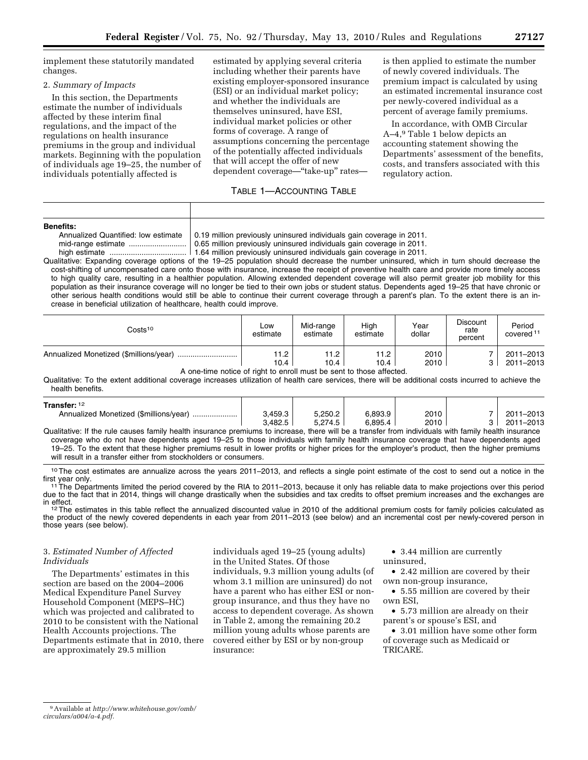implement these statutorily mandated changes.

2. *Summary of Impacts*

In this section, the Departments estimate the number of individuals affected by these interim final regulations, and the impact of the regulations on health insurance premiums in the group and individual markets. Beginning with the population of individuals age 19–25, the number of individuals potentially affected is estimated by applying several criteria including whether their parents have existing employer-sponsored insurance (ESI) or an individual market policy; and whether the individuals are themselves uninsured, have ESI, individual market policies or other forms of coverage. A range of assumptions concerning the percentage of the potentially affected individuals that will accept the offer of new dependent coverage—"take-up" rates—is then applied to estimate the number of newly covered individuals. The premium impact is calculated by using an estimated incremental insurance cost per newly-covered individual as a percent of average family premiums.

In accordance, with OMB Circular A–4,[9] Table 1 below depicts an accounting statement showing the Departments' assessment of the benefits, costs, and transfers associated with this regulatory action.

TABLE 1—ACCOUNTING TABLE

| | |
|---|---|
| **Benefits:** | |
| Annualized Quantified: low estimate | 0.19 million previously uninsured individuals gain coverage in 2011. |
| mid-range estimate | 0.65 million previously uninsured individuals gain coverage in 2011. |
| high estimate | 1.64 million previously uninsured individuals gain coverage in 2011. |

Qualitative: Expanding coverage options of the 19–25 population should decrease the number uninsured, which in turn should decrease the cost-shifting of uncompensated care onto those with insurance, increase the receipt of preventive health care and provide more timely access to high quality care, resulting in a healthier population. Allowing extended dependent coverage will also permit greater job mobility for this population as their insurance coverage will no longer be tied to their own jobs or student status. Dependents aged 19–25 that have chronic or other serious health conditions would still be able to continue their current coverage through a parent's plan. To the extent there is an increase in beneficial utilization of healthcare, health could improve.

| Costs[10] | Low estimate | Mid-range estimate | High estimate | Year dollar | Discount rate percent | Period covered[11] |
|---|---|---|---|---|---|---|
| Annualized Monetized ($millions/year) | 11.2 | 11.2 | 11.2 | 2010 | 7 | 2011–2013 |
| | 10.4 | 10.4 | 10.4 | 2010 | 3 | 2011–2013 |

A one-time notice of right to enroll must be sent to those affected.

Qualitative: To the extent additional coverage increases utilization of health care services, there will be additional costs incurred to achieve the health benefits.

| Transfer:[12] | | | | | | |
|---|---|---|---|---|---|---|
| Annualized Monetized ($millions/year) | 3,459.3 | 5,250.2 | 6,893.9 | 2010 | 7 | 2011–2013 |
| | 3,482.5 | 5,274.5 | 6,895.4 | 2010 | 3 | 2011–2013 |

Qualitative: If the rule causes family health insurance premiums to increase, there will be a transfer from individuals with family health insurance coverage who do not have dependents aged 19–25 to those individuals with family health insurance coverage that have dependents aged 19–25. To the extent that these higher premiums result in lower profits or higher prices for the employer's product, then the higher premiums will result in a transfer either from stockholders or consumers.

[10] The cost estimates are annualize across the years 2011–2013, and reflects a single point estimate of the cost to send out a notice in the first year only.

[11] The Departments limited the period covered by the RIA to 2011–2013, because it only has reliable data to make projections over this period due to the fact that in 2014, things will change drastically when the subsidies and tax credits to offset premium increases and the exchanges are in effect.

[12] The estimates in this table reflect the annualized discounted value in 2010 of the additional premium costs for family policies calculated as the product of the newly covered dependents in each year from 2011–2013 (see below) and an incremental cost per newly-covered person in those years (see below).

3. *Estimated Number of Affected Individuals*

The Departments' estimates in this section are based on the 2004–2006 Medical Expenditure Panel Survey Household Component (MEPS–HC) which was projected and calibrated to 2010 to be consistent with the National Health Accounts projections. The Departments estimate that in 2010, there are approximately 29.5 million individuals aged 19–25 (young adults) in the United States. Of those individuals, 9.3 million young adults (of whom 3.1 million are uninsured) do not have a parent who has either ESI or non-group insurance, and thus they have no access to dependent coverage. As shown in Table 2, among the remaining 20.2 million young adults whose parents are covered either by ESI or by non-group insurance:

- 3.44 million are currently uninsured,
- 2.42 million are covered by their own non-group insurance,
- 5.55 million are covered by their own ESI,
- 5.73 million are already on their parent's or spouse's ESI, and
- 3.01 million have some other form of coverage such as Medicaid or TRICARE.

[9] Available at *http://www.whitehouse.gov/omb/circulars/a004/a-4.pdf.*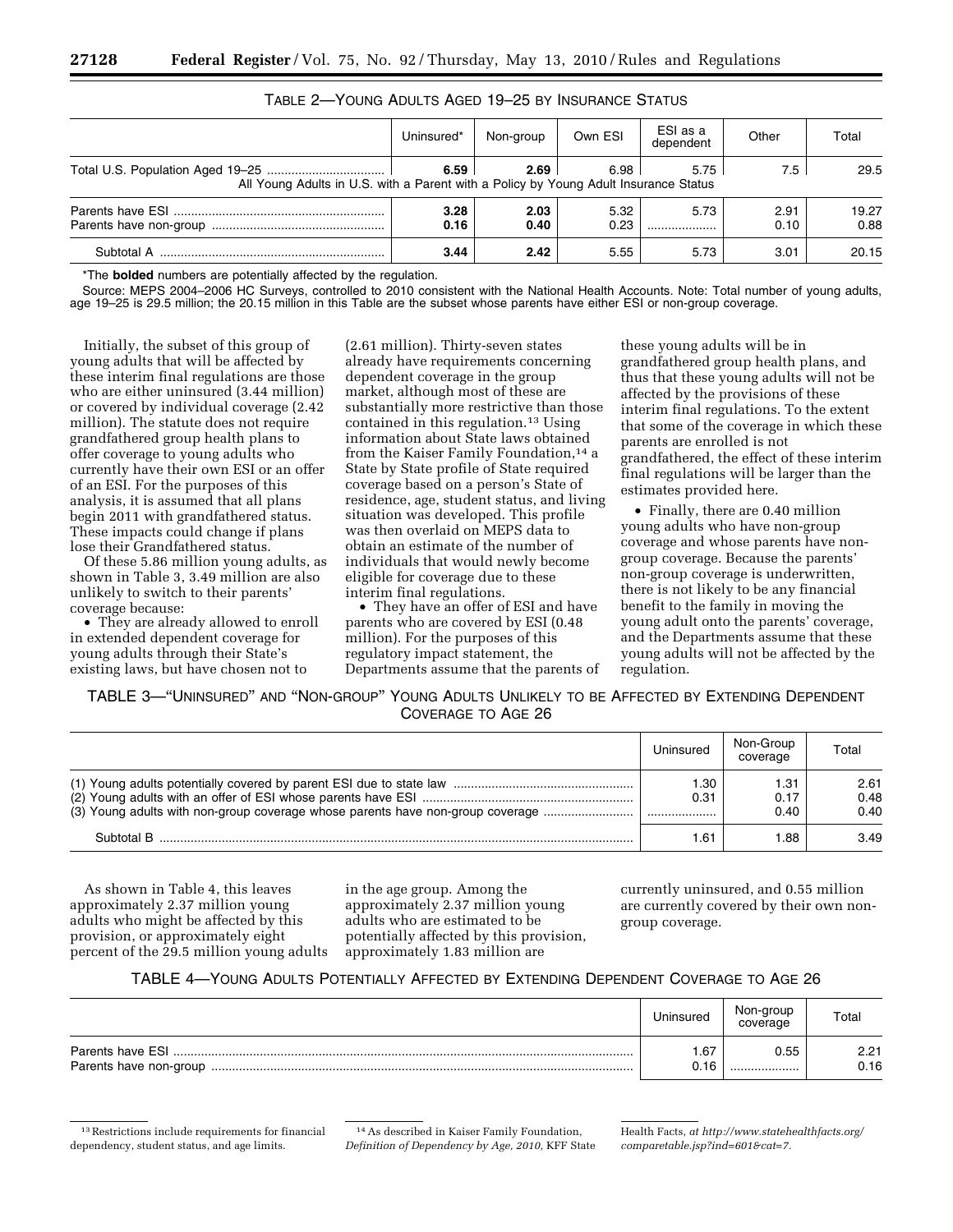TABLE 2—YOUNG ADULTS AGED 19–25 BY INSURANCE STATUS

| | Uninsured* | Non-group | Own ESI | ESI as a dependent | Other | Total |
|---|---|---|---|---|---|---|
| Total U.S. Population Aged 19–25 | **6.59** | **2.69** | 6.98 | 5.75 | 7.5 | 29.5 |
| All Young Adults in U.S. with a Parent with a Policy by Young Adult Insurance Status | | | | | | |
| Parents have ESI | **3.28** | **2.03** | 5.32 | 5.73 | 2.91 | 19.27 |
| Parents have non-group | **0.16** | **0.40** | 0.23 | | 0.10 | 0.88 |
| Subtotal A | **3.44** | **2.42** | 5.55 | 5.73 | 3.01 | 20.15 |

*The **bolded** numbers are potentially affected by the regulation.

Source: MEPS 2004–2006 HC Surveys, controlled to 2010 consistent with the National Health Accounts. Note: Total number of young adults, age 19–25 is 29.5 million; the 20.15 million in this Table are the subset whose parents have either ESI or non-group coverage.

Initially, the subset of this group of young adults that will be affected by these interim final regulations are those who are either uninsured (3.44 million) or covered by individual coverage (2.42 million). The statute does not require grandfathered group health plans to offer coverage to young adults who currently have their own ESI or an offer of an ESI. For the purposes of this analysis, it is assumed that all plans begin 2011 with grandfathered status. These impacts could change if plans lose their Grandfathered status.

Of these 5.86 million young adults, as shown in Table 3, 3.49 million are also unlikely to switch to their parents' coverage because:

- They are already allowed to enroll in extended dependent coverage for young adults through their State's existing laws, but have chosen not to (2.61 million). Thirty-seven states already have requirements concerning dependent coverage in the group market, although most of these are substantially more restrictive than those contained in this regulation.[13] Using information about State laws obtained from the Kaiser Family Foundation,[14] a State by State profile of State required coverage based on a person's State of residence, age, student status, and living situation was developed. This profile was then overlaid on MEPS data to obtain an estimate of the number of individuals that would newly become eligible for coverage due to these interim final regulations.
- They have an offer of ESI and have parents who are covered by ESI (0.48 million). For the purposes of this regulatory impact statement, the Departments assume that the parents of these young adults will be in grandfathered group health plans, and thus that these young adults will not be affected by the provisions of these interim final regulations. To the extent that some of the coverage in which these parents are enrolled is not grandfathered, the effect of these interim final regulations will be larger than the estimates provided here.
- Finally, there are 0.40 million young adults who have non-group coverage and whose parents have non-group coverage. Because the parents' non-group coverage is underwritten, there is not likely to be any financial benefit to the family in moving the young adult onto the parents' coverage, and the Departments assume that these young adults will not be affected by the regulation.

TABLE 3—"UNINSURED" AND "NON-GROUP" YOUNG ADULTS UNLIKELY TO BE AFFECTED BY EXTENDING DEPENDENT COVERAGE TO AGE 26

| | Uninsured | Non-Group coverage | Total |
|---|---|---|---|
| (1) Young adults potentially covered by parent ESI due to state law | 1.30 | 1.31 | 2.61 |
| (2) Young adults with an offer of ESI whose parents have ESI | 0.31 | 0.17 | 0.48 |
| (3) Young adults with non-group coverage whose parents have non-group coverage | | 0.40 | 0.40 |
| Subtotal B | 1.61 | 1.88 | 3.49 |

As shown in Table 4, this leaves approximately 2.37 million young adults who might be affected by this provision, or approximately eight percent of the 29.5 million young adults in the age group. Among the approximately 2.37 million young adults who are estimated to be potentially affected by this provision, approximately 1.83 million are currently uninsured, and 0.55 million are currently covered by their own non-group coverage.

TABLE 4—YOUNG ADULTS POTENTIALLY AFFECTED BY EXTENDING DEPENDENT COVERAGE TO AGE 26

| | Uninsured | Non-group coverage | Total |
|---|---|---|---|
| Parents have ESI | 1.67 | 0.55 | 2.21 |
| Parents have non-group | 0.16 | | 0.16 |

[13] Restrictions include requirements for financial dependency, student status, and age limits.

[14] As described in Kaiser Family Foundation, *Definition of Dependency by Age, 2010,* KFF State Health Facts, *at http://www.statehealthfacts.org/comparetable.jsp?ind=601&cat=7.*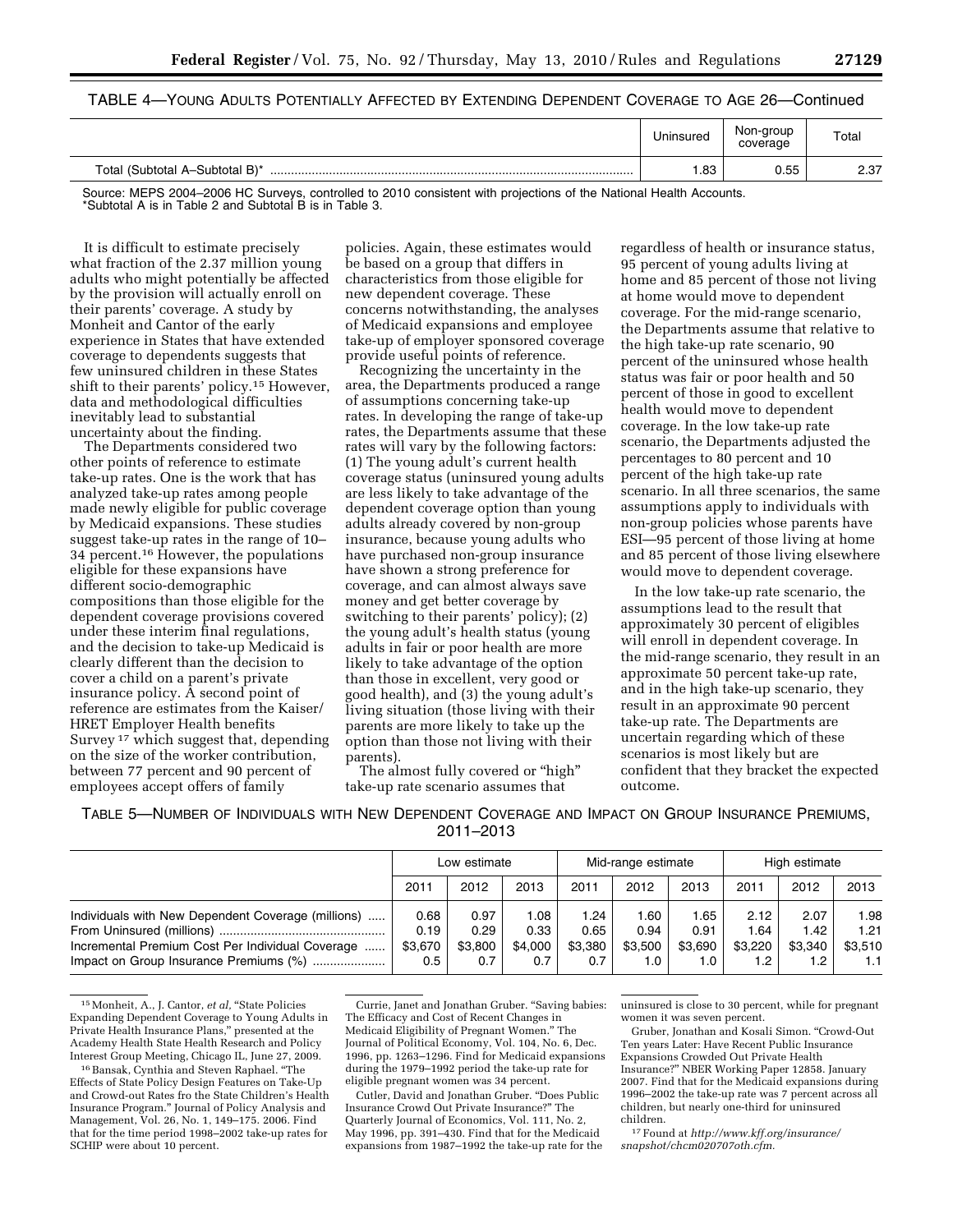TABLE 4—YOUNG ADULTS POTENTIALLY AFFECTED BY EXTENDING DEPENDENT COVERAGE TO AGE 26—Continued

| | Uninsured | Non-group coverage | Total |
|---|---|---|---|
| Total (Subtotal A–Subtotal B)* | 1.83 | 0.55 | 2.37 |

Source: MEPS 2004–2006 HC Surveys, controlled to 2010 consistent with projections of the National Health Accounts.
*Subtotal A is in Table 2 and Subtotal B is in Table 3.

It is difficult to estimate precisely what fraction of the 2.37 million young adults who might potentially be affected by the provision will actually enroll on their parents' coverage. A study by Monheit and Cantor of the early experience in States that have extended coverage to dependents suggests that few uninsured children in these States shift to their parents' policy.[15] However, data and methodological difficulties inevitably lead to substantial uncertainty about the finding.

The Departments considered two other points of reference to estimate take-up rates. One is the work that has analyzed take-up rates among people made newly eligible for public coverage by Medicaid expansions. These studies suggest take-up rates in the range of 10–34 percent.[16] However, the populations eligible for these expansions have different socio-demographic compositions than those eligible for the dependent coverage provisions covered under these interim final regulations, and the decision to take-up Medicaid is clearly different than the decision to cover a child on a parent's private insurance policy. A second point of reference are estimates from the Kaiser/HRET Employer Health benefits Survey[17] which suggest that, depending on the size of the worker contribution, between 77 percent and 90 percent of employees accept offers of family policies. Again, these estimates would be based on a group that differs in characteristics from those eligible for new dependent coverage. These concerns notwithstanding, the analyses of Medicaid expansions and employee take-up of employer sponsored coverage provide useful points of reference.

Recognizing the uncertainty in the area, the Departments produced a range of assumptions concerning take-up rates. In developing the range of take-up rates, the Departments assume that these rates will vary by the following factors: (1) The young adult's current health coverage status (uninsured young adults are less likely to take advantage of the dependent coverage option than young adults already covered by non-group insurance, because young adults who have purchased non-group insurance have shown a strong preference for coverage, and can almost always save money and get better coverage by switching to their parents' policy); (2) the young adult's health status (young adults in fair or poor health are more likely to take advantage of the option than those in excellent, very good or good health), and (3) the young adult's living situation (those living with their parents are more likely to take up the option than those not living with their parents).

The almost fully covered or "high" take-up rate scenario assumes that regardless of health or insurance status, 95 percent of young adults living at home and 85 percent of those not living at home would move to dependent coverage. For the mid-range scenario, the Departments assume that relative to the high take-up rate scenario, 90 percent of the uninsured whose health status was fair or poor health and 50 percent of those in good to excellent health would move to dependent coverage. In the low take-up rate scenario, the Departments adjusted the percentages to 80 percent and 10 percent of the high take-up rate scenario. In all three scenarios, the same assumptions apply to individuals with non-group policies whose parents have ESI—95 percent of those living at home and 85 percent of those living elsewhere would move to dependent coverage.

In the low take-up rate scenario, the assumptions lead to the result that approximately 30 percent of eligibles will enroll in dependent coverage. In the mid-range scenario, they result in an approximate 50 percent take-up rate, and in the high take-up scenario, they result in an approximate 90 percent take-up rate. The Departments are uncertain regarding which of these scenarios is most likely but are confident that they bracket the expected outcome.

TABLE 5—NUMBER OF INDIVIDUALS WITH NEW DEPENDENT COVERAGE AND IMPACT ON GROUP INSURANCE PREMIUMS, 2011–2013

| | Low estimate | | | Mid-range estimate | | | High estimate | | |
|---|---|---|---|---|---|---|---|---|---|
| | 2011 | 2012 | 2013 | 2011 | 2012 | 2013 | 2011 | 2012 | 2013 |
| Individuals with New Dependent Coverage (millions) | 0.68 | 0.97 | 1.08 | 1.24 | 1.60 | 1.65 | 2.12 | 2.07 | 1.98 |
| From Uninsured (millions) | 0.19 | 0.29 | 0.33 | 0.65 | 0.94 | 0.91 | 1.64 | 1.42 | 1.21 |
| Incremental Premium Cost Per Individual Coverage | $3,670 | $3,800 | $4,000 | $3,380 | $3,500 | $3,690 | $3,220 | $3,340 | $3,510 |
| Impact on Group Insurance Premiums (%) | 0.5 | 0.7 | 0.7 | 0.7 | 1.0 | 1.0 | 1.2 | 1.2 | 1.1 |

[15] Monheit, A., J. Cantor, *et al*, "State Policies Expanding Dependent Coverage to Young Adults in Private Health Insurance Plans," presented at the Academy Health State Health Research and Policy Interest Group Meeting, Chicago IL, June 27, 2009.

[16] Bansak, Cynthia and Steven Raphael. "The Effects of State Policy Design Features on Take-Up and Crowd-out Rates fro the State Children's Health Insurance Program." Journal of Policy Analysis and Management, Vol. 26, No. 1, 149–175. 2006. Find that for the time period 1998–2002 take-up rates for SCHIP were about 10 percent.

Currie, Janet and Jonathan Gruber. "Saving babies: The Efficacy and Cost of Recent Changes in Medicaid Eligibility of Pregnant Women." The Journal of Political Economy, Vol. 104, No. 6, Dec. 1996, pp. 1263–1296. Find for Medicaid expansions during the 1979–1992 period the take-up rate for eligible pregnant women was 34 percent.

Cutler, David and Jonathan Gruber. "Does Public Insurance Crowd Out Private Insurance?" The Quarterly Journal of Economics, Vol. 111, No. 2, May 1996, pp. 391–430. Find that for the Medicaid expansions from 1987–1992 the take-up rate for the uninsured is close to 30 percent, while for pregnant women it was seven percent.

Gruber, Jonathan and Kosali Simon. "Crowd-Out Ten years Later: Have Recent Public Insurance Expansions Crowded Out Private Health Insurance?" NBER Working Paper 12858. January 2007. Find that for the Medicaid expansions during 1996–2002 the take-up rate was 7 percent across all children, but nearly one-third for uninsured children.

[17] Found at *http://www.kff.org/insurance/snapshot/chcm020707oth.cfm.*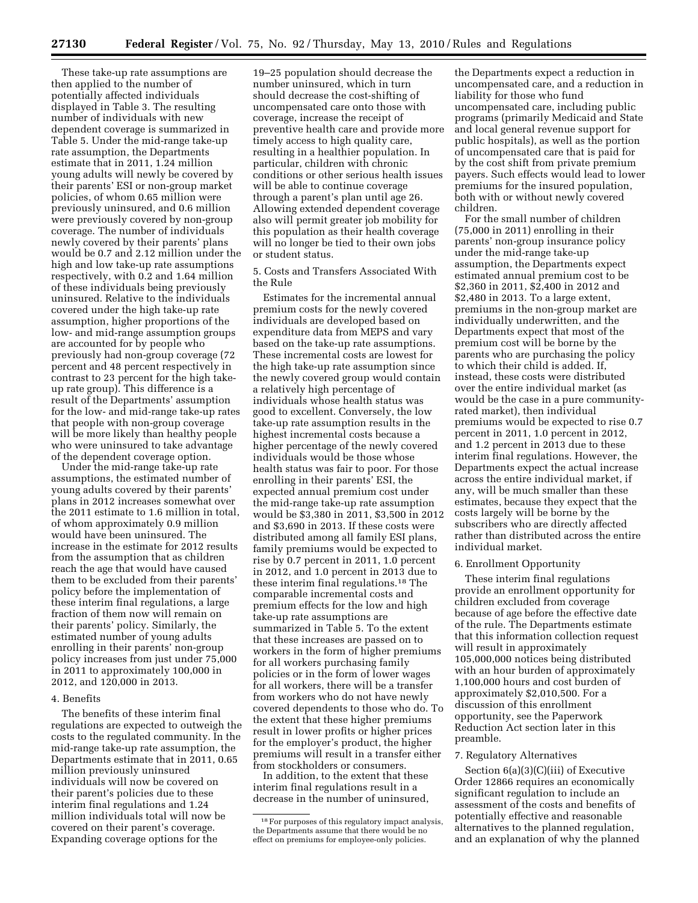These take-up rate assumptions are then applied to the number of potentially affected individuals displayed in Table 3. The resulting number of individuals with new dependent coverage is summarized in Table 5. Under the mid-range take-up rate assumption, the Departments estimate that in 2011, 1.24 million young adults will newly be covered by their parents' ESI or non-group market policies, of whom 0.65 million were previously uninsured, and 0.6 million were previously covered by non-group coverage. The number of individuals newly covered by their parents' plans would be 0.7 and 2.12 million under the high and low take-up rate assumptions respectively, with 0.2 and 1.64 million of these individuals being previously uninsured. Relative to the individuals covered under the high take-up rate assumption, higher proportions of the low- and mid-range assumption groups are accounted for by people who previously had non-group coverage (72 percent and 48 percent respectively in contrast to 23 percent for the high take-up rate group). This difference is a result of the Departments' assumption for the low- and mid-range take-up rates that people with non-group coverage will be more likely than healthy people who were uninsured to take advantage of the dependent coverage option.

Under the mid-range take-up rate assumptions, the estimated number of young adults covered by their parents' plans in 2012 increases somewhat over the 2011 estimate to 1.6 million in total, of whom approximately 0.9 million would have been uninsured. The increase in the estimate for 2012 results from the assumption that as children reach the age that would have caused them to be excluded from their parents' policy before the implementation of these interim final regulations, a large fraction of them now will remain on their parents' policy. Similarly, the estimated number of young adults enrolling in their parents' non-group policy increases from just under 75,000 in 2011 to approximately 100,000 in 2012, and 120,000 in 2013.

4. Benefits

The benefits of these interim final regulations are expected to outweigh the costs to the regulated community. In the mid-range take-up rate assumption, the Departments estimate that in 2011, 0.65 million previously uninsured individuals will now be covered on their parent's policies due to these interim final regulations and 1.24 million individuals total will now be covered on their parent's coverage. Expanding coverage options for the 19–25 population should decrease the number uninsured, which in turn should decrease the cost-shifting of uncompensated care onto those with coverage, increase the receipt of preventive health care and provide more timely access to high quality care, resulting in a healthier population. In particular, children with chronic conditions or other serious health issues will be able to continue coverage through a parent's plan until age 26. Allowing extended dependent coverage also will permit greater job mobility for this population as their health coverage will no longer be tied to their own jobs or student status.

5. Costs and Transfers Associated With the Rule

Estimates for the incremental annual premium costs for the newly covered individuals are developed based on expenditure data from MEPS and vary based on the take-up rate assumptions. These incremental costs are lowest for the high take-up rate assumption since the newly covered group would contain a relatively high percentage of individuals whose health status was good to excellent. Conversely, the low take-up rate assumption results in the highest incremental costs because a higher percentage of the newly covered individuals would be those whose health status was fair to poor. For those enrolling in their parents' ESI, the expected annual premium cost under the mid-range take-up rate assumption would be $3,380 in 2011, $3,500 in 2012 and $3,690 in 2013. If these costs were distributed among all family ESI plans, family premiums would be expected to rise by 0.7 percent in 2011, 1.0 percent in 2012, and 1.0 percent in 2013 due to these interim final regulations.[18] The comparable incremental costs and premium effects for the low and high take-up rate assumptions are summarized in Table 5. To the extent that these increases are passed on to workers in the form of higher premiums for all workers purchasing family policies or in the form of lower wages for all workers, there will be a transfer from workers who do not have newly covered dependents to those who do. To the extent that these higher premiums result in lower profits or higher prices for the employer's product, the higher premiums will result in a transfer either from stockholders or consumers.

In addition, to the extent that these interim final regulations result in a decrease in the number of uninsured, the Departments expect a reduction in uncompensated care, and a reduction in liability for those who fund uncompensated care, including public programs (primarily Medicaid and State and local general revenue support for public hospitals), as well as the portion of uncompensated care that is paid for by the cost shift from private premium payers. Such effects would lead to lower premiums for the insured population, both with or without newly covered children.

For the small number of children (75,000 in 2011) enrolling in their parents' non-group insurance policy under the mid-range take-up assumption, the Departments expect estimated annual premium cost to be $2,360 in 2011, $2,400 in 2012 and $2,480 in 2013. To a large extent, premiums in the non-group market are individually underwritten, and the Departments expect that most of the premium cost will be borne by the parents who are purchasing the policy to which their child is added. If, instead, these costs were distributed over the entire individual market (as would be the case in a pure community-rated market), then individual premiums would be expected to rise 0.7 percent in 2011, 1.0 percent in 2012, and 1.2 percent in 2013 due to these interim final regulations. However, the Departments expect the actual increase across the entire individual market, if any, will be much smaller than these estimates, because they expect that the costs largely will be borne by the subscribers who are directly affected rather than distributed across the entire individual market.

6. Enrollment Opportunity

These interim final regulations provide an enrollment opportunity for children excluded from coverage because of age before the effective date of the rule. The Departments estimate that this information collection request will result in approximately 105,000,000 notices being distributed with an hour burden of approximately 1,100,000 hours and cost burden of approximately $2,010,500. For a discussion of this enrollment opportunity, see the Paperwork Reduction Act section later in this preamble.

7. Regulatory Alternatives

Section 6(a)(3)(C)(iii) of Executive Order 12866 requires an economically significant regulation to include an assessment of the costs and benefits of potentially effective and reasonable alternatives to the planned regulation, and an explanation of why the planned

[18] For purposes of this regulatory impact analysis, the Departments assume that there would be no effect on premiums for employee-only policies.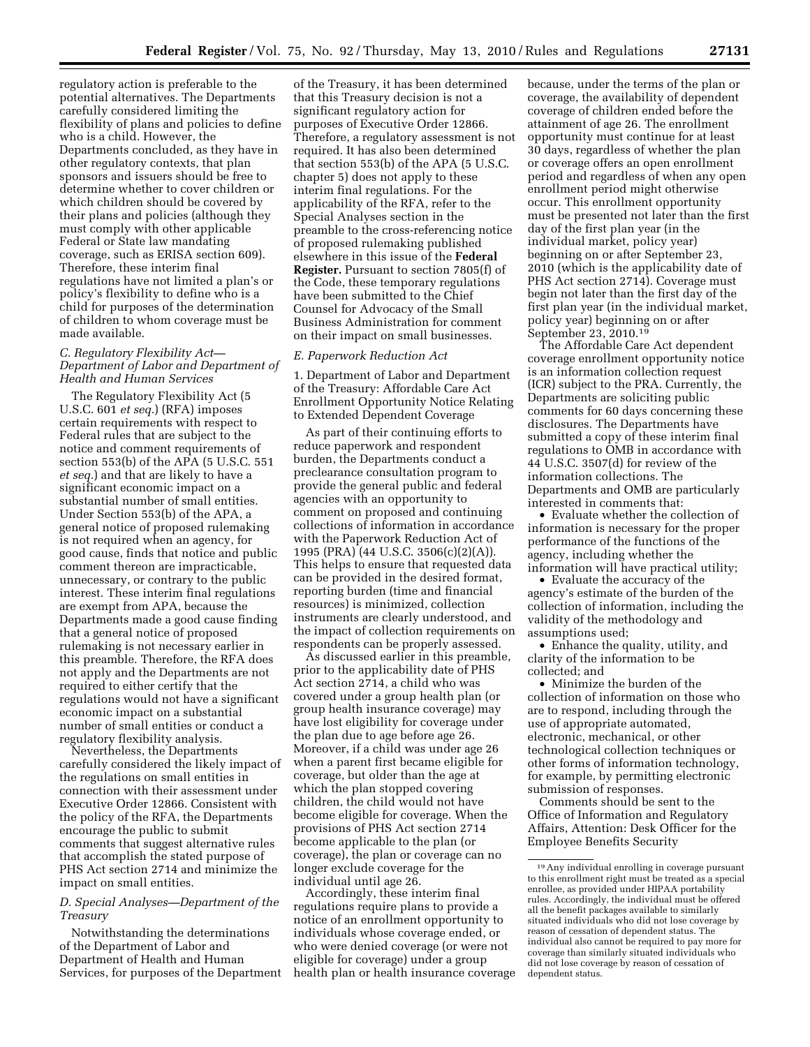regulatory action is preferable to the potential alternatives. The Departments carefully considered limiting the flexibility of plans and policies to define who is a child. However, the Departments concluded, as they have in other regulatory contexts, that plan sponsors and issuers should be free to determine whether to cover children or which children should be covered by their plans and policies (although they must comply with other applicable Federal or State law mandating coverage, such as ERISA section 609). Therefore, these interim final regulations have not limited a plan's or policy's flexibility to define who is a child for purposes of the determination of children to whom coverage must be made available.

### *C. Regulatory Flexibility Act—Department of Labor and Department of Health and Human Services*

The Regulatory Flexibility Act (5 U.S.C. 601 *et seq.*) (RFA) imposes certain requirements with respect to Federal rules that are subject to the notice and comment requirements of section 553(b) of the APA (5 U.S.C. 551 *et seq.*) and that are likely to have a significant economic impact on a substantial number of small entities. Under Section 553(b) of the APA, a general notice of proposed rulemaking is not required when an agency, for good cause, finds that notice and public comment thereon are impracticable, unnecessary, or contrary to the public interest. These interim final regulations are exempt from APA, because the Departments made a good cause finding that a general notice of proposed rulemaking is not necessary earlier in this preamble. Therefore, the RFA does not apply and the Departments are not required to either certify that the regulations would not have a significant economic impact on a substantial number of small entities or conduct a regulatory flexibility analysis.

Nevertheless, the Departments carefully considered the likely impact of the regulations on small entities in connection with their assessment under Executive Order 12866. Consistent with the policy of the RFA, the Departments encourage the public to submit comments that suggest alternative rules that accomplish the stated purpose of PHS Act section 2714 and minimize the impact on small entities.

### *D. Special Analyses—Department of the Treasury*

Notwithstanding the determinations of the Department of Labor and Department of Health and Human Services, for purposes of the Department of the Treasury, it has been determined that this Treasury decision is not a significant regulatory action for purposes of Executive Order 12866. Therefore, a regulatory assessment is not required. It has also been determined that section 553(b) of the APA (5 U.S.C. chapter 5) does not apply to these interim final regulations. For the applicability of the RFA, refer to the Special Analyses section in the preamble to the cross-referencing notice of proposed rulemaking published elsewhere in this issue of the **Federal Register.** Pursuant to section 7805(f) of the Code, these temporary regulations have been submitted to the Chief Counsel for Advocacy of the Small Business Administration for comment on their impact on small businesses.

### *E. Paperwork Reduction Act*

1. Department of Labor and Department of the Treasury: Affordable Care Act Enrollment Opportunity Notice Relating to Extended Dependent Coverage

As part of their continuing efforts to reduce paperwork and respondent burden, the Departments conduct a preclearance consultation program to provide the general public and federal agencies with an opportunity to comment on proposed and continuing collections of information in accordance with the Paperwork Reduction Act of 1995 (PRA) (44 U.S.C. 3506(c)(2)(A)). This helps to ensure that requested data can be provided in the desired format, reporting burden (time and financial resources) is minimized, collection instruments are clearly understood, and the impact of collection requirements on respondents can be properly assessed.

As discussed earlier in this preamble, prior to the applicability date of PHS Act section 2714, a child who was covered under a group health plan (or group health insurance coverage) may have lost eligibility for coverage under the plan due to age before age 26. Moreover, if a child was under age 26 when a parent first became eligible for coverage, but older than the age at which the plan stopped covering children, the child would not have become eligible for coverage. When the provisions of PHS Act section 2714 become applicable to the plan (or coverage), the plan or coverage can no longer exclude coverage for the individual until age 26.

Accordingly, these interim final regulations require plans to provide a notice of an enrollment opportunity to individuals whose coverage ended, or who were denied coverage (or were not eligible for coverage) under a group health plan or health insurance coverage because, under the terms of the plan or coverage, the availability of dependent coverage of children ended before the attainment of age 26. The enrollment opportunity must continue for at least 30 days, regardless of whether the plan or coverage offers an open enrollment period and regardless of when any open enrollment period might otherwise occur. This enrollment opportunity must be presented not later than the first day of the first plan year (in the individual market, policy year) beginning on or after September 23, 2010 (which is the applicability date of PHS Act section 2714). Coverage must begin not later than the first day of the first plan year (in the individual market, policy year) beginning on or after September 23, 2010.[19]

The Affordable Care Act dependent coverage enrollment opportunity notice is an information collection request (ICR) subject to the PRA. Currently, the Departments are soliciting public comments for 60 days concerning these disclosures. The Departments have submitted a copy of these interim final regulations to OMB in accordance with 44 U.S.C. 3507(d) for review of the information collections. The Departments and OMB are particularly interested in comments that:

- Evaluate whether the collection of information is necessary for the proper performance of the functions of the agency, including whether the information will have practical utility;
- Evaluate the accuracy of the agency's estimate of the burden of the collection of information, including the validity of the methodology and assumptions used;
- Enhance the quality, utility, and clarity of the information to be collected; and
- Minimize the burden of the collection of information on those who are to respond, including through the use of appropriate automated, electronic, mechanical, or other technological collection techniques or other forms of information technology, for example, by permitting electronic submission of responses.

Comments should be sent to the Office of Information and Regulatory Affairs, Attention: Desk Officer for the Employee Benefits Security

[19] Any individual enrolling in coverage pursuant to this enrollment right must be treated as a special enrollee, as provided under HIPAA portability rules. Accordingly, the individual must be offered all the benefit packages available to similarly situated individuals who did not lose coverage by reason of cessation of dependent status. The individual also cannot be required to pay more for coverage than similarly situated individuals who did not lose coverage by reason of cessation of dependent status.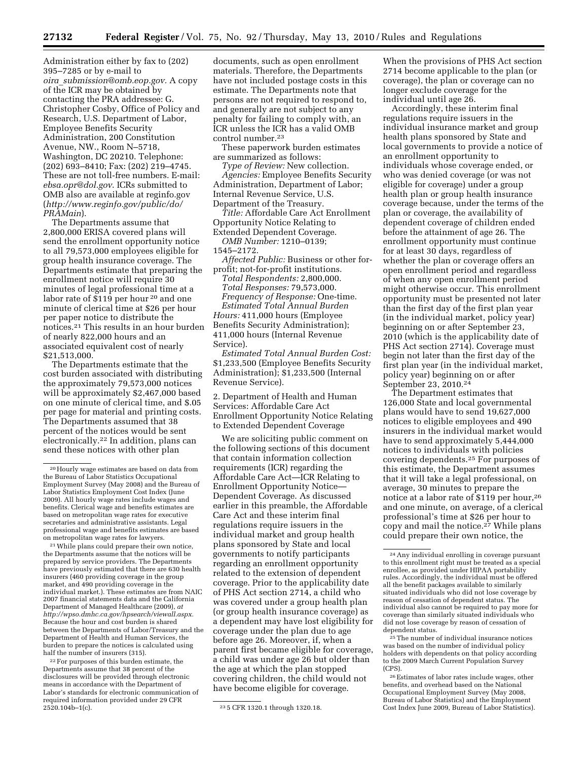Administration either by fax to (202) 395–7285 or by e-mail to *oira_submission@omb.eop.gov.* A copy of the ICR may be obtained by contacting the PRA addressee: G. Christopher Cosby, Office of Policy and Research, U.S. Department of Labor, Employee Benefits Security Administration, 200 Constitution Avenue, NW., Room N–5718, Washington, DC 20210. Telephone: (202) 693–8410; Fax: (202) 219–4745. These are not toll-free numbers. E-mail: *ebsa.opr@dol.gov*. ICRs submitted to OMB also are available at reginfo.gov (*http://www.reginfo.gov/public/do/PRAMain*).

The Departments assume that 2,800,000 ERISA covered plans will send the enrollment opportunity notice to all 79,573,000 employees eligible for group health insurance coverage. The Departments estimate that preparing the enrollment notice will require 30 minutes of legal professional time at a labor rate of $119 per hour [20] and one minute of clerical time at $26 per hour per paper notice to distribute the notices.[21] This results in an hour burden of nearly 822,000 hours and an associated equivalent cost of nearly $21,513,000.

The Departments estimate that the cost burden associated with distributing the approximately 79,573,000 notices will be approximately $2,467,000 based on one minute of clerical time, and $.05 per page for material and printing costs. The Departments assumed that 38 percent of the notices would be sent electronically.[22] In addition, plans can send these notices with other plan documents, such as open enrollment materials. Therefore, the Departments have not included postage costs in this estimate. The Departments note that persons are not required to respond to, and generally are not subject to any penalty for failing to comply with, an ICR unless the ICR has a valid OMB control number.[23]

These paperwork burden estimates are summarized as follows:

*Type of Review:* New collection.

*Agencies:* Employee Benefits Security Administration, Department of Labor; Internal Revenue Service, U.S. Department of the Treasury.

*Title:* Affordable Care Act Enrollment Opportunity Notice Relating to Extended Dependent Coverage.

*OMB Number:* 1210–0139; 1545–2172.

*Affected Public:* Business or other for-profit; not-for-profit institutions.

*Total Respondents:* 2,800,000.

*Total Responses:* 79,573,000.

*Frequency of Response:* One-time.

*Estimated Total Annual Burden Hours:* 411,000 hours (Employee Benefits Security Administration); 411,000 hours (Internal Revenue Service).

*Estimated Total Annual Burden Cost:* $1,233,500 (Employee Benefits Security Administration); $1,233,500 (Internal Revenue Service).

2. Department of Health and Human Services: Affordable Care Act Enrollment Opportunity Notice Relating to Extended Dependent Coverage

We are soliciting public comment on the following sections of this document that contain information collection requirements (ICR) regarding the Affordable Care Act—ICR Relating to Enrollment Opportunity Notice—Dependent Coverage. As discussed earlier in this preamble, the Affordable Care Act and these interim final regulations require issuers in the individual market and group health plans sponsored by State and local governments to notify participants regarding an enrollment opportunity related to the extension of dependent coverage. Prior to the applicability date of PHS Act section 2714, a child who was covered under a group health plan (or group health insurance coverage) as a dependent may have lost eligibility for coverage under the plan due to age before age 26. Moreover, if, when a parent first became eligible for coverage, a child was under age 26 but older than the age at which the plan stopped covering children, the child would not have become eligible for coverage. When the provisions of PHS Act section 2714 become applicable to the plan (or coverage), the plan or coverage can no longer exclude coverage for the individual until age 26.

Accordingly, these interim final regulations require issuers in the individual insurance market and group health plans sponsored by State and local governments to provide a notice of an enrollment opportunity to individuals whose coverage ended, or who was denied coverage (or was not eligible for coverage) under a group health plan or group health insurance coverage because, under the terms of the plan or coverage, the availability of dependent coverage of children ended before the attainment of age 26. The enrollment opportunity must continue for at least 30 days, regardless of whether the plan or coverage offers an open enrollment period and regardless of when any open enrollment period might otherwise occur. This enrollment opportunity must be presented not later than the first day of the first plan year (in the individual market, policy year) beginning on or after September 23, 2010 (which is the applicability date of PHS Act section 2714). Coverage must begin not later than the first day of the first plan year (in the individual market, policy year) beginning on or after September 23, 2010.[24]

The Department estimates that 126,000 State and local governmental plans would have to send 19,627,000 notices to eligible employees and 490 insurers in the individual market would have to send approximately 5,444,000 notices to individuals with policies covering dependents.[25] For purposes of this estimate, the Department assumes that it will take a legal professional, on average, 30 minutes to prepare the notice at a labor rate of $119 per hour,[26] and one minute, on average, of a clerical professional's time at $26 per hour to copy and mail the notice.[27] While plans could prepare their own notice, the

---

[20] Hourly wage estimates are based on data from the Bureau of Labor Statistics Occupational Employment Survey (May 2008) and the Bureau of Labor Statistics Employment Cost Index (June 2009). All hourly wage rates include wages and benefits. Clerical wage and benefits estimates are based on metropolitan wage rates for executive secretaries and administrative assistants. Legal professional wage and benefits estimates are based on metropolitan wage rates for lawyers.

[21] While plans could prepare their own notice, the Departments assume that the notices will be prepared by service providers. The Departments have previously estimated that there are 630 health insurers (460 providing coverage in the group market, and 490 providing coverage in the individual market.). These estimates are from NAIC 2007 financial statements data and the California Department of Managed Healthcare (2009), *at http://wpso.dmhc.ca.gov/hpsearch/viewall.aspx.* Because the hour and cost burden is shared between the Departments of Labor/Treasury and the Department of Health and Human Services, the burden to prepare the notices is calculated using half the number of insurers (315).

[22] For purposes of this burden estimate, the Departments assume that 38 percent of the disclosures will be provided through electronic means in accordance with the Department of Labor's standards for electronic communication of required information provided under 29 CFR 2520.104b–1(c).

[23] 5 CFR 1320.1 through 1320.18.

[24] Any individual enrolling in coverage pursuant to this enrollment right must be treated as a special enrollee, as provided under HIPAA portability rules. Accordingly, the individual must be offered all the benefit packages available to similarly situated individuals who did not lose coverage by reason of cessation of dependent status. The individual also cannot be required to pay more for coverage than similarly situated individuals who did not lose coverage by reason of cessation of dependent status.

[25] The number of individual insurance notices was based on the number of individual policy holders with dependents on that policy according to the 2009 March Current Population Survey (CPS).

[26] Estimates of labor rates include wages, other benefits, and overhead based on the National Occupational Employment Survey (May 2008, Bureau of Labor Statistics) and the Employment Cost Index June 2009, Bureau of Labor Statistics).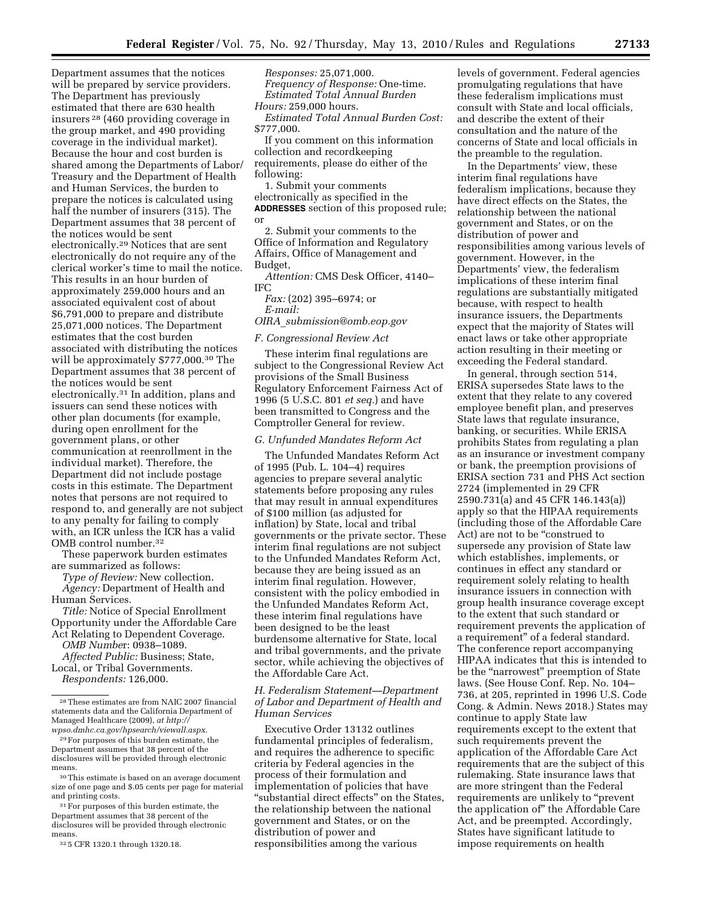Department assumes that the notices will be prepared by service providers. The Department has previously estimated that there are 630 health insurers [28] (460 providing coverage in the group market, and 490 providing coverage in the individual market). Because the hour and cost burden is shared among the Departments of Labor/Treasury and the Department of Health and Human Services, the burden to prepare the notices is calculated using half the number of insurers (315). The Department assumes that 38 percent of the notices would be sent electronically.[29] Notices that are sent electronically do not require any of the clerical worker's time to mail the notice. This results in an hour burden of approximately 259,000 hours and an associated equivalent cost of about $6,791,000 to prepare and distribute 25,071,000 notices. The Department estimates that the cost burden associated with distributing the notices will be approximately $777,000.[30] The Department assumes that 38 percent of the notices would be sent electronically.[31] In addition, plans and issuers can send these notices with other plan documents (for example, during open enrollment for the government plans, or other communication at reenrollment in the individual market). Therefore, the Department did not include postage costs in this estimate. The Department notes that persons are not required to respond to, and generally are not subject to any penalty for failing to comply with, an ICR unless the ICR has a valid OMB control number.[32]

These paperwork burden estimates are summarized as follows:

*Type of Review:* New collection.

*Agency:* Department of Health and Human Services.

*Title:* Notice of Special Enrollment Opportunity under the Affordable Care Act Relating to Dependent Coverage.

*OMB Number*: 0938–1089.

*Affected Public:* Business; State, Local, or Tribal Governments.

*Respondents:* 126,000.

*Responses:* 25,071,000.

*Frequency of Response:* One-time.

*Estimated Total Annual Burden Hours:* 259,000 hours.

*Estimated Total Annual Burden Cost:* $777,000.

If you comment on this information collection and recordkeeping requirements, please do either of the following:

1. Submit your comments electronically as specified in the **ADDRESSES** section of this proposed rule; or

2. Submit your comments to the Office of Information and Regulatory Affairs, Office of Management and Budget,

*Attention:* CMS Desk Officer, 4140–IFC

*Fax:* (202) 395–6974; or

*E-mail: OIRA_submission@omb.eop.gov*

### *F. Congressional Review Act*

These interim final regulations are subject to the Congressional Review Act provisions of the Small Business Regulatory Enforcement Fairness Act of 1996 (5 U.S.C. 801 *et seq.*) and have been transmitted to Congress and the Comptroller General for review.

### *G. Unfunded Mandates Reform Act*

The Unfunded Mandates Reform Act of 1995 (Pub. L. 104–4) requires agencies to prepare several analytic statements before proposing any rules that may result in annual expenditures of $100 million (as adjusted for inflation) by State, local and tribal governments or the private sector. These interim final regulations are not subject to the Unfunded Mandates Reform Act, because they are being issued as an interim final regulation. However, consistent with the policy embodied in the Unfunded Mandates Reform Act, these interim final regulations have been designed to be the least burdensome alternative for State, local and tribal governments, and the private sector, while achieving the objectives of the Affordable Care Act.

### *H. Federalism Statement—Department of Labor and Department of Health and Human Services*

Executive Order 13132 outlines fundamental principles of federalism, and requires the adherence to specific criteria by Federal agencies in the process of their formulation and implementation of policies that have "substantial direct effects" on the States, the relationship between the national government and States, or on the distribution of power and responsibilities among the various levels of government. Federal agencies promulgating regulations that have these federalism implications must consult with State and local officials, and describe the extent of their consultation and the nature of the concerns of State and local officials in the preamble to the regulation.

In the Departments' view, these interim final regulations have federalism implications, because they have direct effects on the States, the relationship between the national government and States, or on the distribution of power and responsibilities among various levels of government. However, in the Departments' view, the federalism implications of these interim final regulations are substantially mitigated because, with respect to health insurance issuers, the Departments expect that the majority of States will enact laws or take other appropriate action resulting in their meeting or exceeding the Federal standard.

In general, through section 514, ERISA supersedes State laws to the extent that they relate to any covered employee benefit plan, and preserves State laws that regulate insurance, banking, or securities. While ERISA prohibits States from regulating a plan as an insurance or investment company or bank, the preemption provisions of ERISA section 731 and PHS Act section 2724 (implemented in 29 CFR 2590.731(a) and 45 CFR 146.143(a)) apply so that the HIPAA requirements (including those of the Affordable Care Act) are not to be "construed to supersede any provision of State law which establishes, implements, or continues in effect any standard or requirement solely relating to health insurance issuers in connection with group health insurance coverage except to the extent that such standard or requirement prevents the application of a requirement" of a federal standard. The conference report accompanying HIPAA indicates that this is intended to be the "narrowest" preemption of State laws. (See House Conf. Rep. No. 104–736, at 205, reprinted in 1996 U.S. Code Cong. & Admin. News 2018.) States may continue to apply State law requirements except to the extent that such requirements prevent the application of the Affordable Care Act requirements that are the subject of this rulemaking. State insurance laws that are more stringent than the Federal requirements are unlikely to "prevent the application of" the Affordable Care Act, and be preempted. Accordingly, States have significant latitude to impose requirements on health

---

[28] These estimates are from NAIC 2007 financial statements data and the California Department of Managed Healthcare (2009), *at http://wpso.dmhc.ca.gov/hpsearch/viewall.aspx.*

[29] For purposes of this burden estimate, the Department assumes that 38 percent of the disclosures will be provided through electronic means.

[30] This estimate is based on an average document size of one page and $.05 cents per page for material and printing costs.

[31] For purposes of this burden estimate, the Department assumes that 38 percent of the disclosures will be provided through electronic means.

[32] 5 CFR 1320.1 through 1320.18.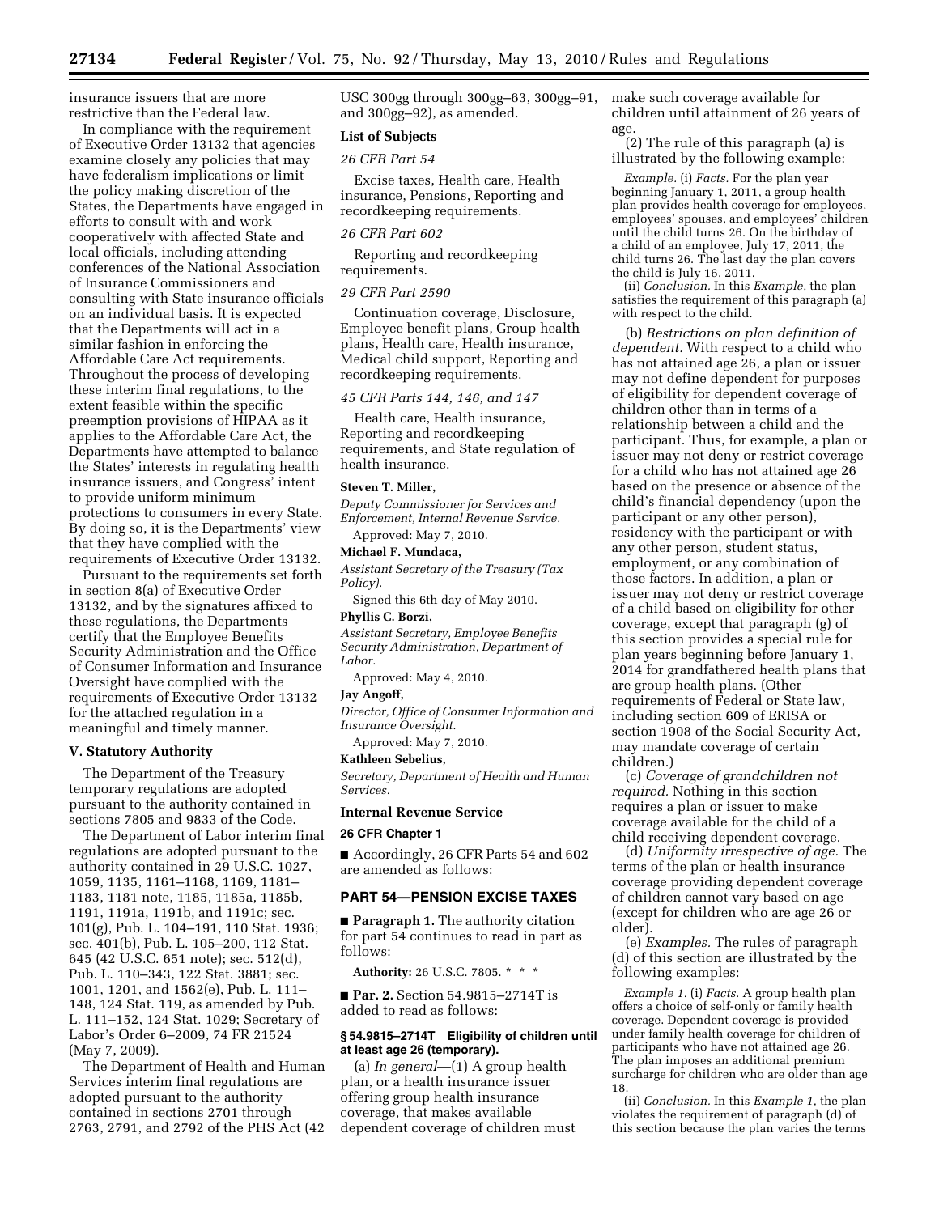insurance issuers that are more restrictive than the Federal law.

In compliance with the requirement of Executive Order 13132 that agencies examine closely any policies that may have federalism implications or limit the policy making discretion of the States, the Departments have engaged in efforts to consult with and work cooperatively with affected State and local officials, including attending conferences of the National Association of Insurance Commissioners and consulting with State insurance officials on an individual basis. It is expected that the Departments will act in a similar fashion in enforcing the Affordable Care Act requirements. Throughout the process of developing these interim final regulations, to the extent feasible within the specific preemption provisions of HIPAA as it applies to the Affordable Care Act, the Departments have attempted to balance the States' interests in regulating health insurance issuers, and Congress' intent to provide uniform minimum protections to consumers in every State. By doing so, it is the Departments' view that they have complied with the requirements of Executive Order 13132.

Pursuant to the requirements set forth in section 8(a) of Executive Order 13132, and by the signatures affixed to these regulations, the Departments certify that the Employee Benefits Security Administration and the Office of Consumer Information and Insurance Oversight have complied with the requirements of Executive Order 13132 for the attached regulation in a meaningful and timely manner.

## V. Statutory Authority

The Department of the Treasury temporary regulations are adopted pursuant to the authority contained in sections 7805 and 9833 of the Code.

The Department of Labor interim final regulations are adopted pursuant to the authority contained in 29 U.S.C. 1027, 1059, 1135, 1161–1168, 1169, 1181–1183, 1181 note, 1185, 1185a, 1185b, 1191, 1191a, 1191b, and 1191c; sec. 101(g), Pub. L. 104–191, 110 Stat. 1936; sec. 401(b), Pub. L. 105–200, 112 Stat. 645 (42 U.S.C. 651 note); sec. 512(d), Pub. L. 110–343, 122 Stat. 3881; sec. 1001, 1201, and 1562(e), Pub. L. 111–148, 124 Stat. 119, as amended by Pub. L. 111–152, 124 Stat. 1029; Secretary of Labor's Order 6–2009, 74 FR 21524 (May 7, 2009).

The Department of Health and Human Services interim final regulations are adopted pursuant to the authority contained in sections 2701 through 2763, 2791, and 2792 of the PHS Act (42 USC 300gg through 300gg–63, 300gg–91, and 300gg–92), as amended.

### List of Subjects

*26 CFR Part 54*

Excise taxes, Health care, Health insurance, Pensions, Reporting and recordkeeping requirements.

*26 CFR Part 602*

Reporting and recordkeeping requirements.

*29 CFR Part 2590*

Continuation coverage, Disclosure, Employee benefit plans, Group health plans, Health care, Health insurance, Medical child support, Reporting and recordkeeping requirements.

*45 CFR Parts 144, 146, and 147*

Health care, Health insurance, Reporting and recordkeeping requirements, and State regulation of health insurance.

**Steven T. Miller,**

*Deputy Commissioner for Services and Enforcement, Internal Revenue Service.*

Approved: May 7, 2010.

**Michael F. Mundaca,**

*Assistant Secretary of the Treasury (Tax Policy).*

Signed this 6th day of May 2010.

**Phyllis C. Borzi,**

*Assistant Secretary, Employee Benefits Security Administration, Department of Labor.*

Approved: May 4, 2010.

**Jay Angoff,**

*Director, Office of Consumer Information and Insurance Oversight.*

Approved: May 7, 2010.

**Kathleen Sebelius,**

*Secretary, Department of Health and Human Services.*

### Internal Revenue Service

### 26 CFR Chapter 1

■ Accordingly, 26 CFR Parts 54 and 602 are amended as follows:

## PART 54—PENSION EXCISE TAXES

■ **Paragraph 1.** The authority citation for part 54 continues to read in part as follows:

**Authority:** 26 U.S.C. 7805. * * *

■ **Par. 2.** Section 54.9815–2714T is added to read as follows:

### § 54.9815–2714T Eligibility of children until at least age 26 (temporary).

(a) *In general*—(1) A group health plan, or a health insurance issuer offering group health insurance coverage, that makes available dependent coverage of children must make such coverage available for children until attainment of 26 years of age.

(2) The rule of this paragraph (a) is illustrated by the following example:

*Example.* (i) *Facts.* For the plan year beginning January 1, 2011, a group health plan provides health coverage for employees, employees' spouses, and employees' children until the child turns 26. On the birthday of a child of an employee, July 17, 2011, the child turns 26. The last day the plan covers the child is July 16, 2011.

(ii) *Conclusion.* In this *Example,* the plan satisfies the requirement of this paragraph (a) with respect to the child.

(b) *Restrictions on plan definition of dependent.* With respect to a child who has not attained age 26, a plan or issuer may not define dependent for purposes of eligibility for dependent coverage of children other than in terms of a relationship between a child and the participant. Thus, for example, a plan or issuer may not deny or restrict coverage for a child who has not attained age 26 based on the presence or absence of the child's financial dependency (upon the participant or any other person), residency with the participant or with any other person, student status, employment, or any combination of those factors. In addition, a plan or issuer may not deny or restrict coverage of a child based on eligibility for other coverage, except that paragraph (g) of this section provides a special rule for plan years beginning before January 1, 2014 for grandfathered health plans that are group health plans. (Other requirements of Federal or State law, including section 609 of ERISA or section 1908 of the Social Security Act, may mandate coverage of certain children.)

(c) *Coverage of grandchildren not required.* Nothing in this section requires a plan or issuer to make coverage available for the child of a child receiving dependent coverage.

(d) *Uniformity irrespective of age.* The terms of the plan or health insurance coverage providing dependent coverage of children cannot vary based on age (except for children who are age 26 or older).

(e) *Examples.* The rules of paragraph (d) of this section are illustrated by the following examples:

*Example 1.* (i) *Facts.* A group health plan offers a choice of self-only or family health coverage. Dependent coverage is provided under family health coverage for children of participants who have not attained age 26. The plan imposes an additional premium surcharge for children who are older than age 18.

(ii) *Conclusion.* In this *Example 1,* the plan violates the requirement of paragraph (d) of this section because the plan varies the terms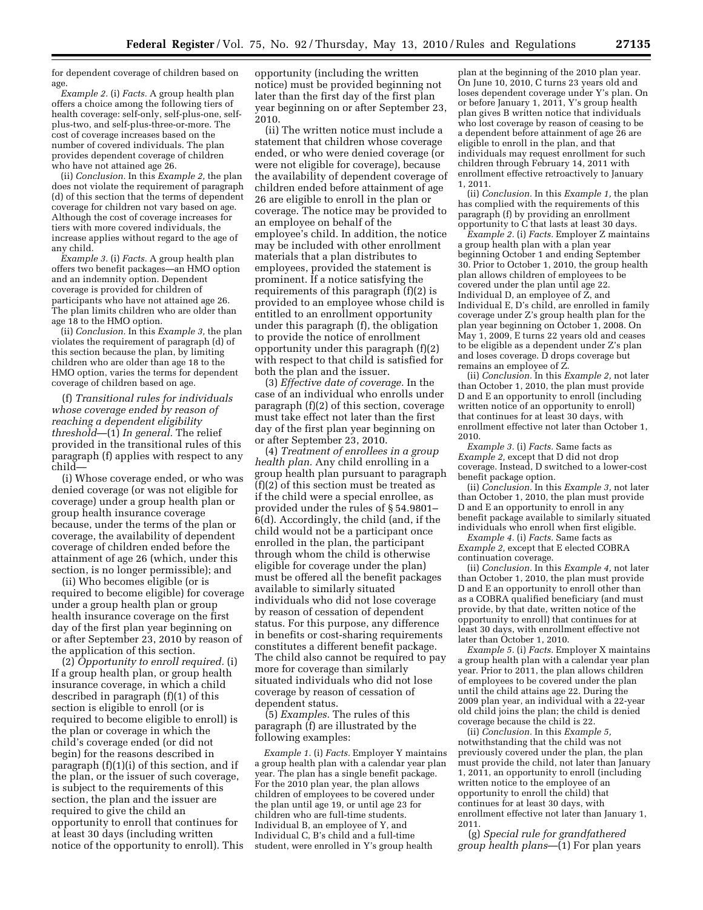for dependent coverage of children based on age.

*Example 2.* (i) *Facts.* A group health plan offers a choice among the following tiers of health coverage: self-only, self-plus-one, self-plus-two, and self-plus-three-or-more. The cost of coverage increases based on the number of covered individuals. The plan provides dependent coverage of children who have not attained age 26.

(ii) *Conclusion.* In this *Example 2,* the plan does not violate the requirement of paragraph (d) of this section that the terms of dependent coverage for children not vary based on age. Although the cost of coverage increases for tiers with more covered individuals, the increase applies without regard to the age of any child.

*Example 3.* (i) *Facts.* A group health plan offers two benefit packages—an HMO option and an indemnity option. Dependent coverage is provided for children of participants who have not attained age 26. The plan limits children who are older than age 18 to the HMO option.

(ii) *Conclusion.* In this *Example 3,* the plan violates the requirement of paragraph (d) of this section because the plan, by limiting children who are older than age 18 to the HMO option, varies the terms for dependent coverage of children based on age.

(f) *Transitional rules for individuals whose coverage ended by reason of reaching a dependent eligibility threshold*—(1) *In general.* The relief provided in the transitional rules of this paragraph (f) applies with respect to any child—

(i) Whose coverage ended, or who was denied coverage (or was not eligible for coverage) under a group health plan or group health insurance coverage because, under the terms of the plan or coverage, the availability of dependent coverage of children ended before the attainment of age 26 (which, under this section, is no longer permissible); and

(ii) Who becomes eligible (or is required to become eligible) for coverage under a group health plan or group health insurance coverage on the first day of the first plan year beginning on or after September 23, 2010 by reason of the application of this section.

(2) *Opportunity to enroll required.* (i) If a group health plan, or group health insurance coverage, in which a child described in paragraph (f)(1) of this section is eligible to enroll (or is required to become eligible to enroll) is the plan or coverage in which the child's coverage ended (or did not begin) for the reasons described in paragraph (f)(1)(i) of this section, and if the plan, or the issuer of such coverage, is subject to the requirements of this section, the plan and the issuer are required to give the child an opportunity to enroll that continues for at least 30 days (including written notice of the opportunity to enroll). This opportunity (including the written notice) must be provided beginning not later than the first day of the first plan year beginning on or after September 23, 2010.

(ii) The written notice must include a statement that children whose coverage ended, or who were denied coverage (or were not eligible for coverage), because the availability of dependent coverage of children ended before attainment of age 26 are eligible to enroll in the plan or coverage. The notice may be provided to an employee on behalf of the employee's child. In addition, the notice may be included with other enrollment materials that a plan distributes to employees, provided the statement is prominent. If a notice satisfying the requirements of this paragraph (f)(2) is provided to an employee whose child is entitled to an enrollment opportunity under this paragraph (f), the obligation to provide the notice of enrollment opportunity under this paragraph (f)(2) with respect to that child is satisfied for both the plan and the issuer.

(3) *Effective date of coverage.* In the case of an individual who enrolls under paragraph (f)(2) of this section, coverage must take effect not later than the first day of the first plan year beginning on or after September 23, 2010.

(4) *Treatment of enrollees in a group health plan.* Any child enrolling in a group health plan pursuant to paragraph (f)(2) of this section must be treated as if the child were a special enrollee, as provided under the rules of § 54.9801–6(d). Accordingly, the child (and, if the child would not be a participant once enrolled in the plan, the participant through whom the child is otherwise eligible for coverage under the plan) must be offered all the benefit packages available to similarly situated individuals who did not lose coverage by reason of cessation of dependent status. For this purpose, any difference in benefits or cost-sharing requirements constitutes a different benefit package. The child also cannot be required to pay more for coverage than similarly situated individuals who did not lose coverage by reason of cessation of dependent status.

(5) *Examples.* The rules of this paragraph (f) are illustrated by the following examples:

*Example 1.* (i) *Facts.* Employer Y maintains a group health plan with a calendar year plan year. The plan has a single benefit package. For the 2010 plan year, the plan allows children of employees to be covered under the plan until age 19, or until age 23 for children who are full-time students. Individual B, an employee of Y, and Individual C, B's child and a full-time student, were enrolled in Y's group health plan at the beginning of the 2010 plan year. On June 10, 2010, C turns 23 years old and loses dependent coverage under Y's plan. On or before January 1, 2011, Y's group health plan gives B written notice that individuals who lost coverage by reason of ceasing to be a dependent before attainment of age 26 are eligible to enroll in the plan, and that individuals may request enrollment for such children through February 14, 2011 with enrollment effective retroactively to January 1, 2011.

(ii) *Conclusion.* In this *Example 1,* the plan has complied with the requirements of this paragraph (f) by providing an enrollment opportunity to C that lasts at least 30 days.

*Example 2.* (i) *Facts.* Employer Z maintains a group health plan with a plan year beginning October 1 and ending September 30. Prior to October 1, 2010, the group health plan allows children of employees to be covered under the plan until age 22. Individual D, an employee of Z, and Individual E, D's child, are enrolled in family coverage under Z's group health plan for the plan year beginning on October 1, 2008. On May 1, 2009, E turns 22 years old and ceases to be eligible as a dependent under Z's plan and loses coverage. D drops coverage but remains an employee of Z.

(ii) *Conclusion.* In this *Example 2,* not later than October 1, 2010, the plan must provide D and E an opportunity to enroll (including written notice of an opportunity to enroll) that continues for at least 30 days, with enrollment effective not later than October 1, 2010.

*Example 3.* (i) *Facts.* Same facts as *Example 2,* except that D did not drop coverage. Instead, D switched to a lower-cost benefit package option.

(ii) *Conclusion.* In this *Example 3,* not later than October 1, 2010, the plan must provide D and E an opportunity to enroll in any benefit package available to similarly situated individuals who enroll when first eligible.

*Example 4.* (i) *Facts.* Same facts as *Example 2,* except that E elected COBRA continuation coverage.

(ii) *Conclusion.* In this *Example 4,* not later than October 1, 2010, the plan must provide D and E an opportunity to enroll other than as a COBRA qualified beneficiary (and must provide, by that date, written notice of the opportunity to enroll) that continues for at least 30 days, with enrollment effective not later than October 1, 2010.

*Example 5.* (i) *Facts.* Employer X maintains a group health plan with a calendar year plan year. Prior to 2011, the plan allows children of employees to be covered under the plan until the child attains age 22. During the 2009 plan year, an individual with a 22-year old child joins the plan; the child is denied coverage because the child is 22.

(ii) *Conclusion.* In this *Example 5,* notwithstanding that the child was not previously covered under the plan, the plan must provide the child, not later than January 1, 2011, an opportunity to enroll (including written notice to the employee of an opportunity to enroll the child) that continues for at least 30 days, with enrollment effective not later than January 1, 2011.

(g) *Special rule for grandfathered group health plans*—(1) For plan years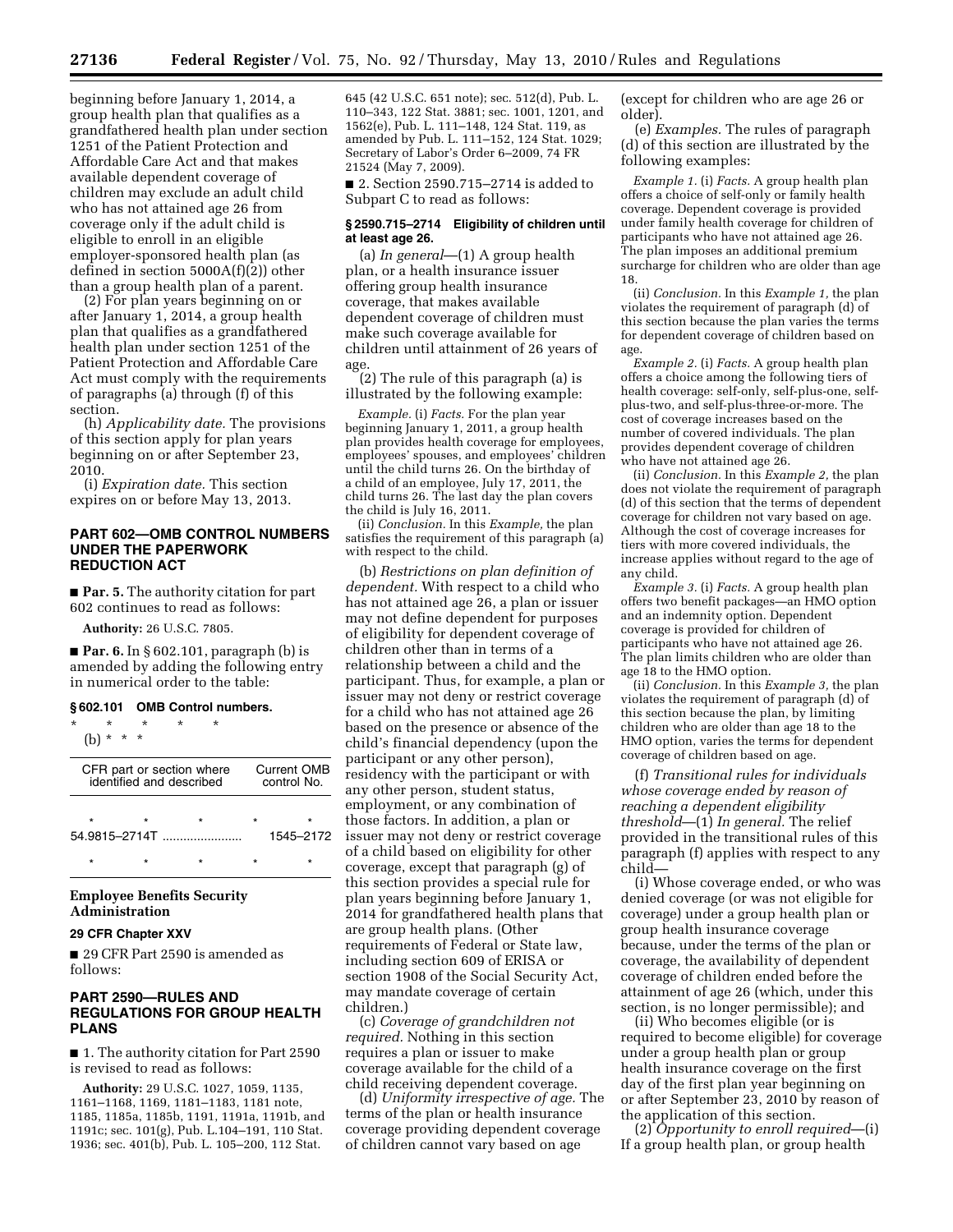beginning before January 1, 2014, a group health plan that qualifies as a grandfathered health plan under section 1251 of the Patient Protection and Affordable Care Act and that makes available dependent coverage of children may exclude an adult child who has not attained age 26 from coverage only if the adult child is eligible to enroll in an eligible employer-sponsored health plan (as defined in section 5000A(f)(2)) other than a group health plan of a parent.

(2) For plan years beginning on or after January 1, 2014, a group health plan that qualifies as a grandfathered health plan under section 1251 of the Patient Protection and Affordable Care Act must comply with the requirements of paragraphs (a) through (f) of this section.

(h) *Applicability date.* The provisions of this section apply for plan years beginning on or after September 23, 2010.

(i) *Expiration date.* This section expires on or before May 13, 2013.

## PART 602—OMB CONTROL NUMBERS UNDER THE PAPERWORK REDUCTION ACT

■ **Par. 5.** The authority citation for part 602 continues to read as follows:

**Authority:** 26 U.S.C. 7805.

■ **Par. 6.** In § 602.101, paragraph (b) is amended by adding the following entry in numerical order to the table:

### § 602.101 OMB Control numbers.

\* \* \* \* \*

(b) \* \* \*

| CFR part or section where identified and described | Current OMB control No. |
|---|---|
| \* \* \* | \* \* |
| 54.9815–2714T | 1545–2172 |
| \* \* \* | \* \* |

## Employee Benefits Security Administration

### 29 CFR Chapter XXV

■ 29 CFR Part 2590 is amended as follows:

## PART 2590—RULES AND REGULATIONS FOR GROUP HEALTH PLANS

■ 1. The authority citation for Part 2590 is revised to read as follows:

**Authority:** 29 U.S.C. 1027, 1059, 1135, 1161–1168, 1169, 1181–1183, 1181 note, 1185, 1185a, 1185b, 1191, 1191a, 1191b, and 1191c; sec. 101(g), Pub. L.104–191, 110 Stat. 1936; sec. 401(b), Pub. L. 105–200, 112 Stat. 645 (42 U.S.C. 651 note); sec. 512(d), Pub. L. 110–343, 122 Stat. 3881; sec. 1001, 1201, and 1562(e), Pub. L. 111–148, 124 Stat. 119, as amended by Pub. L. 111–152, 124 Stat. 1029; Secretary of Labor's Order 6–2009, 74 FR 21524 (May 7, 2009).

■ 2. Section 2590.715–2714 is added to Subpart C to read as follows:

### § 2590.715–2714 Eligibility of children until at least age 26.

(a) *In general*—(1) A group health plan, or a health insurance issuer offering group health insurance coverage, that makes available dependent coverage of children must make such coverage available for children until attainment of 26 years of age.

(2) The rule of this paragraph (a) is illustrated by the following example:

*Example.* (i) *Facts.* For the plan year beginning January 1, 2011, a group health plan provides health coverage for employees, employees' spouses, and employees' children until the child turns 26. On the birthday of a child of an employee, July 17, 2011, the child turns 26. The last day the plan covers the child is July 16, 2011.

(ii) *Conclusion.* In this *Example,* the plan satisfies the requirement of this paragraph (a) with respect to the child.

(b) *Restrictions on plan definition of dependent.* With respect to a child who has not attained age 26, a plan or issuer may not define dependent for purposes of eligibility for dependent coverage of children other than in terms of a relationship between a child and the participant. Thus, for example, a plan or issuer may not deny or restrict coverage for a child who has not attained age 26 based on the presence or absence of the child's financial dependency (upon the participant or any other person), residency with the participant or with any other person, student status, employment, or any combination of those factors. In addition, a plan or issuer may not deny or restrict coverage of a child based on eligibility for other coverage, except that paragraph (g) of this section provides a special rule for plan years beginning before January 1, 2014 for grandfathered health plans that are group health plans. (Other requirements of Federal or State law, including section 609 of ERISA or section 1908 of the Social Security Act, may mandate coverage of certain children.)

(c) *Coverage of grandchildren not required.* Nothing in this section requires a plan or issuer to make coverage available for the child of a child receiving dependent coverage.

(d) *Uniformity irrespective of age.* The terms of the plan or health insurance coverage providing dependent coverage of children cannot vary based on age (except for children who are age 26 or older).

(e) *Examples.* The rules of paragraph (d) of this section are illustrated by the following examples:

*Example 1.* (i) *Facts.* A group health plan offers a choice of self-only or family health coverage. Dependent coverage is provided under family health coverage for children of participants who have not attained age 26. The plan imposes an additional premium surcharge for children who are older than age 18.

(ii) *Conclusion.* In this *Example 1,* the plan violates the requirement of paragraph (d) of this section because the plan varies the terms for dependent coverage of children based on age.

*Example 2.* (i) *Facts.* A group health plan offers a choice among the following tiers of health coverage: self-only, self-plus-one, self-plus-two, and self-plus-three-or-more. The cost of coverage increases based on the number of covered individuals. The plan provides dependent coverage of children who have not attained age 26.

(ii) *Conclusion.* In this *Example 2,* the plan does not violate the requirement of paragraph (d) of this section that the terms of dependent coverage for children not vary based on age. Although the cost of coverage increases for tiers with more covered individuals, the increase applies without regard to the age of any child.

*Example 3.* (i) *Facts.* A group health plan offers two benefit packages—an HMO option and an indemnity option. Dependent coverage is provided for children of participants who have not attained age 26. The plan limits children who are older than age 18 to the HMO option.

(ii) *Conclusion.* In this *Example 3,* the plan violates the requirement of paragraph (d) of this section because the plan, by limiting children who are older than age 18 to the HMO option, varies the terms for dependent coverage of children based on age.

(f) *Transitional rules for individuals whose coverage ended by reason of reaching a dependent eligibility threshold*—(1) *In general.* The relief provided in the transitional rules of this paragraph (f) applies with respect to any child—

(i) Whose coverage ended, or who was denied coverage (or was not eligible for coverage) under a group health plan or group health insurance coverage because, under the terms of the plan or coverage, the availability of dependent coverage of children ended before the attainment of age 26 (which, under this section, is no longer permissible); and

(ii) Who becomes eligible (or is required to become eligible) for coverage under a group health plan or group health insurance coverage on the first day of the first plan year beginning on or after September 23, 2010 by reason of the application of this section.

(2) *Opportunity to enroll required*—(i) If a group health plan, or group health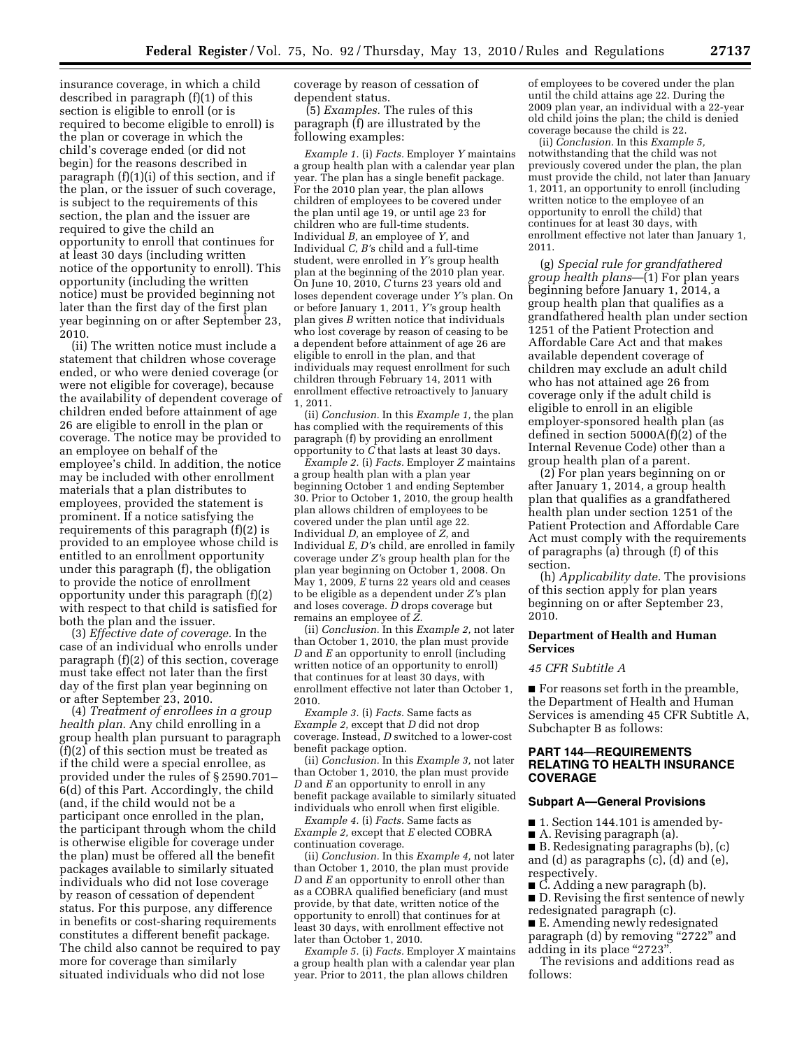insurance coverage, in which a child described in paragraph (f)(1) of this section is eligible to enroll (or is required to become eligible to enroll) is the plan or coverage in which the child's coverage ended (or did not begin) for the reasons described in paragraph (f)(1)(i) of this section, and if the plan, or the issuer of such coverage, is subject to the requirements of this section, the plan and the issuer are required to give the child an opportunity to enroll that continues for at least 30 days (including written notice of the opportunity to enroll). This opportunity (including the written notice) must be provided beginning not later than the first day of the first plan year beginning on or after September 23, 2010.

(ii) The written notice must include a statement that children whose coverage ended, or who were denied coverage (or were not eligible for coverage), because the availability of dependent coverage of children ended before attainment of age 26 are eligible to enroll in the plan or coverage. The notice may be provided to an employee on behalf of the employee's child. In addition, the notice may be included with other enrollment materials that a plan distributes to employees, provided the statement is prominent. If a notice satisfying the requirements of this paragraph (f)(2) is provided to an employee whose child is entitled to an enrollment opportunity under this paragraph (f), the obligation to provide the notice of enrollment opportunity under this paragraph (f)(2) with respect to that child is satisfied for both the plan and the issuer.

(3) *Effective date of coverage.* In the case of an individual who enrolls under paragraph (f)(2) of this section, coverage must take effect not later than the first day of the first plan year beginning on or after September 23, 2010.

(4) *Treatment of enrollees in a group health plan.* Any child enrolling in a group health plan pursuant to paragraph (f)(2) of this section must be treated as if the child were a special enrollee, as provided under the rules of § 2590.701–6(d) of this Part. Accordingly, the child (and, if the child would not be a participant once enrolled in the plan, the participant through whom the child is otherwise eligible for coverage under the plan) must be offered all the benefit packages available to similarly situated individuals who did not lose coverage by reason of cessation of dependent status. For this purpose, any difference in benefits or cost-sharing requirements constitutes a different benefit package. The child also cannot be required to pay more for coverage than similarly situated individuals who did not lose coverage by reason of cessation of dependent status.

(5) *Examples.* The rules of this paragraph (f) are illustrated by the following examples:

*Example 1.* (i) *Facts.* Employer *Y* maintains a group health plan with a calendar year plan year. The plan has a single benefit package. For the 2010 plan year, the plan allows children of employees to be covered under the plan until age 19, or until age 23 for children who are full-time students. Individual *B,* an employee of *Y,* and Individual *C, B*'s child and a full-time student, were enrolled in *Y*'s group health plan at the beginning of the 2010 plan year. On June 10, 2010, *C* turns 23 years old and loses dependent coverage under *Y*'s plan. On or before January 1, 2011, *Y*'s group health plan gives *B* written notice that individuals who lost coverage by reason of ceasing to be a dependent before attainment of age 26 are eligible to enroll in the plan, and that individuals may request enrollment for such children through February 14, 2011 with enrollment effective retroactively to January 1, 2011.

(ii) *Conclusion.* In this *Example 1,* the plan has complied with the requirements of this paragraph (f) by providing an enrollment opportunity to *C* that lasts at least 30 days.

*Example 2.* (i) *Facts.* Employer *Z* maintains a group health plan with a plan year beginning October 1 and ending September 30. Prior to October 1, 2010, the group health plan allows children of employees to be covered under the plan until age 22. Individual *D,* an employee of *Z,* and Individual *E, D*'s child, are enrolled in family coverage under *Z*'s group health plan for the plan year beginning on October 1, 2008. On May 1, 2009, *E* turns 22 years old and ceases to be eligible as a dependent under *Z*'s plan and loses coverage. *D* drops coverage but remains an employee of *Z.*

(ii) *Conclusion.* In this *Example 2,* not later than October 1, 2010, the plan must provide *D* and *E* an opportunity to enroll (including written notice of an opportunity to enroll) that continues for at least 30 days, with enrollment effective not later than October 1, 2010.

*Example 3.* (i) *Facts.* Same facts as *Example 2,* except that *D* did not drop coverage. Instead, *D* switched to a lower-cost benefit package option.

(ii) *Conclusion.* In this *Example 3,* not later than October 1, 2010, the plan must provide *D* and *E* an opportunity to enroll in any benefit package available to similarly situated individuals who enroll when first eligible.

*Example 4.* (i) *Facts.* Same facts as *Example 2,* except that *E* elected COBRA continuation coverage.

(ii) *Conclusion.* In this *Example 4,* not later than October 1, 2010, the plan must provide *D* and *E* an opportunity to enroll other than as a COBRA qualified beneficiary (and must provide, by that date, written notice of the opportunity to enroll) that continues for at least 30 days, with enrollment effective not later than October 1, 2010.

*Example 5.* (i) *Facts.* Employer *X* maintains a group health plan with a calendar year plan year. Prior to 2011, the plan allows children of employees to be covered under the plan until the child attains age 22. During the 2009 plan year, an individual with a 22-year old child joins the plan; the child is denied coverage because the child is 22.

(ii) *Conclusion.* In this *Example 5,* notwithstanding that the child was not previously covered under the plan, the plan must provide the child, not later than January 1, 2011, an opportunity to enroll (including written notice to the employee of an opportunity to enroll the child) that continues for at least 30 days, with enrollment effective not later than January 1, 2011.

(g) *Special rule for grandfathered group health plans*—(1) For plan years beginning before January 1, 2014, a group health plan that qualifies as a grandfathered health plan under section 1251 of the Patient Protection and Affordable Care Act and that makes available dependent coverage of children may exclude an adult child who has not attained age 26 from coverage only if the adult child is eligible to enroll in an eligible employer-sponsored health plan (as defined in section 5000A(f)(2) of the Internal Revenue Code) other than a group health plan of a parent.

(2) For plan years beginning on or after January 1, 2014, a group health plan that qualifies as a grandfathered health plan under section 1251 of the Patient Protection and Affordable Care Act must comply with the requirements of paragraphs (a) through (f) of this section.

(h) *Applicability date.* The provisions of this section apply for plan years beginning on or after September 23, 2010.

## Department of Health and Human Services

*45 CFR Subtitle A*

■ For reasons set forth in the preamble, the Department of Health and Human Services is amending 45 CFR Subtitle A, Subchapter B as follows:

## PART 144—REQUIREMENTS RELATING TO HEALTH INSURANCE COVERAGE

### Subpart A—General Provisions

■ 1. Section 144.101 is amended by-

■ A. Revising paragraph (a).

■ B. Redesignating paragraphs (b), (c) and (d) as paragraphs (c), (d) and (e), respectively.

■ C. Adding a new paragraph (b).

■ D. Revising the first sentence of newly redesignated paragraph (c).

■ E. Amending newly redesignated paragraph (d) by removing "2722" and adding in its place "2723".

The revisions and additions read as follows: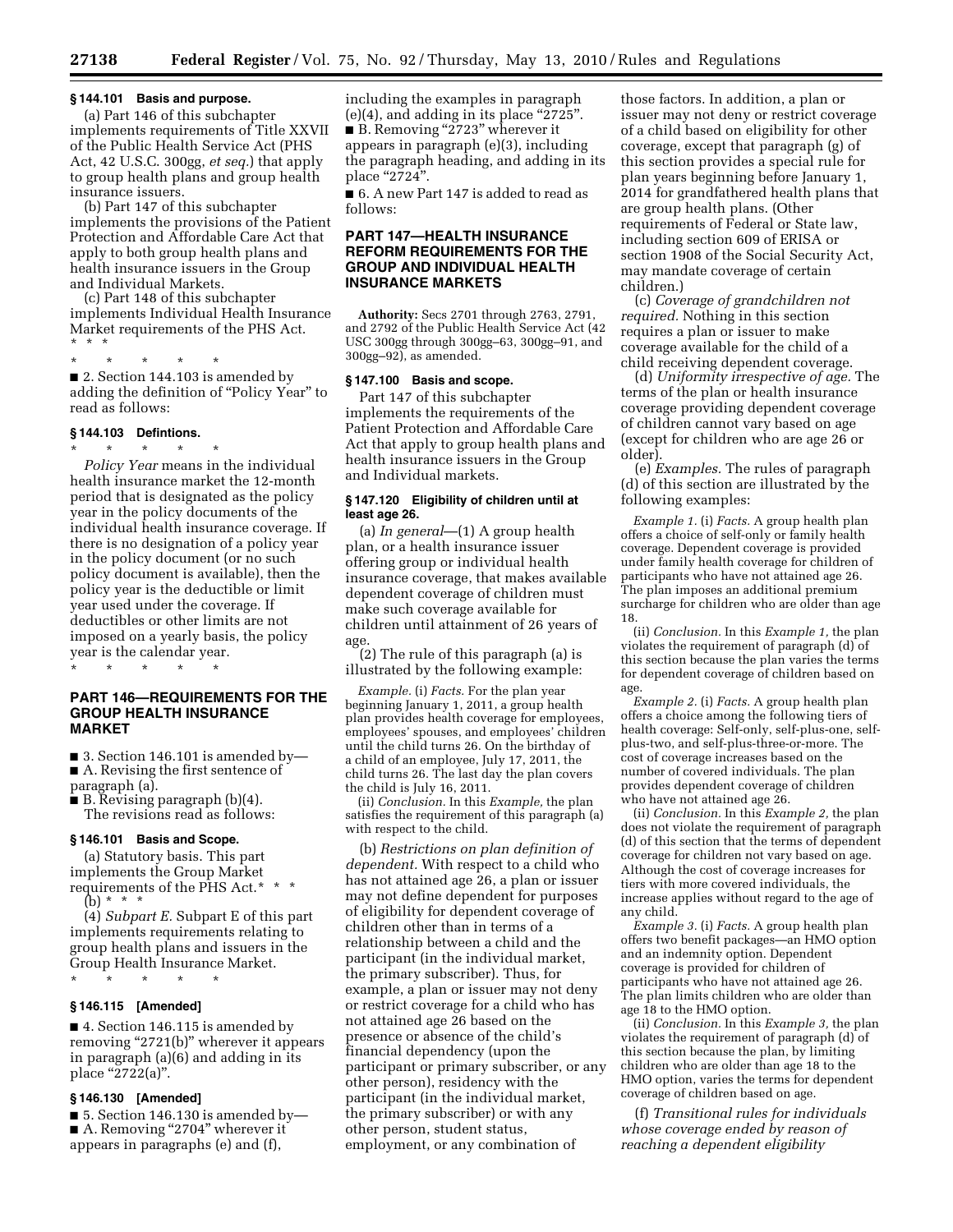### § 144.101 Basis and purpose.

(a) Part 146 of this subchapter implements requirements of Title XXVII of the Public Health Service Act (PHS Act, 42 U.S.C. 300gg, *et seq.*) that apply to group health plans and group health insurance issuers.

(b) Part 147 of this subchapter implements the provisions of the Patient Protection and Affordable Care Act that apply to both group health plans and health insurance issuers in the Group and Individual Markets.

(c) Part 148 of this subchapter implements Individual Health Insurance Market requirements of the PHS Act.

* * *

\* \* \* \* \*

■ 2. Section 144.103 is amended by adding the definition of "Policy Year" to read as follows:

### § 144.103 Defintions.

\* \* \* \* \*

*Policy Year* means in the individual health insurance market the 12-month period that is designated as the policy year in the policy documents of the individual health insurance coverage. If there is no designation of a policy year in the policy document (or no such policy document is available), then the policy year is the deductible or limit year used under the coverage. If deductibles or other limits are not imposed on a yearly basis, the policy year is the calendar year.

\* \* \* \* \*

## PART 146—REQUIREMENTS FOR THE GROUP HEALTH INSURANCE MARKET

■ 3. Section 146.101 is amended by—

■ A. Revising the first sentence of paragraph (a).

■ B. Revising paragraph (b)(4).

The revisions read as follows:

### § 146.101 Basis and Scope.

(a) Statutory basis. This part implements the Group Market requirements of the PHS Act.\* \* \*

(b) \* \* \*

(4) *Subpart E.* Subpart E of this part implements requirements relating to group health plans and issuers in the Group Health Insurance Market.

\* \* \* \* \*

### § 146.115 [Amended]

■ 4. Section 146.115 is amended by removing "2721(b)" wherever it appears in paragraph (a)(6) and adding in its place "2722(a)".

### § 146.130 [Amended]

■ 5. Section 146.130 is amended by—

■ A. Removing "2704" wherever it appears in paragraphs (e) and (f), including the examples in paragraph (e)(4), and adding in its place "2725".

■ B. Removing "2723" wherever it appears in paragraph (e)(3), including the paragraph heading, and adding in its place "2724".

■ 6. A new Part 147 is added to read as follows:

## PART 147—HEALTH INSURANCE REFORM REQUIREMENTS FOR THE GROUP AND INDIVIDUAL HEALTH INSURANCE MARKETS

**Authority:** Secs 2701 through 2763, 2791, and 2792 of the Public Health Service Act (42 USC 300gg through 300gg–63, 300gg–91, and 300gg–92), as amended.

### § 147.100 Basis and scope.

Part 147 of this subchapter implements the requirements of the Patient Protection and Affordable Care Act that apply to group health plans and health insurance issuers in the Group and Individual markets.

### § 147.120 Eligibility of children until at least age 26.

(a) *In general*—(1) A group health plan, or a health insurance issuer offering group or individual health insurance coverage, that makes available dependent coverage of children must make such coverage available for children until attainment of 26 years of age.

(2) The rule of this paragraph (a) is illustrated by the following example:

*Example.* (i) *Facts.* For the plan year beginning January 1, 2011, a group health plan provides health coverage for employees, employees' spouses, and employees' children until the child turns 26. On the birthday of a child of an employee, July 17, 2011, the child turns 26. The last day the plan covers the child is July 16, 2011.

(ii) *Conclusion.* In this *Example,* the plan satisfies the requirement of this paragraph (a) with respect to the child.

(b) *Restrictions on plan definition of dependent.* With respect to a child who has not attained age 26, a plan or issuer may not define dependent for purposes of eligibility for dependent coverage of children other than in terms of a relationship between a child and the participant (in the individual market, the primary subscriber). Thus, for example, a plan or issuer may not deny or restrict coverage for a child who has not attained age 26 based on the presence or absence of the child's financial dependency (upon the participant or primary subscriber, or any other person), residency with the participant (in the individual market, the primary subscriber) or with any other person, student status, employment, or any combination of those factors. In addition, a plan or issuer may not deny or restrict coverage of a child based on eligibility for other coverage, except that paragraph (g) of this section provides a special rule for plan years beginning before January 1, 2014 for grandfathered health plans that are group health plans. (Other requirements of Federal or State law, including section 609 of ERISA or section 1908 of the Social Security Act, may mandate coverage of certain children.)

(c) *Coverage of grandchildren not required.* Nothing in this section requires a plan or issuer to make coverage available for the child of a child receiving dependent coverage.

(d) *Uniformity irrespective of age.* The terms of the plan or health insurance coverage providing dependent coverage of children cannot vary based on age (except for children who are age 26 or older).

(e) *Examples.* The rules of paragraph (d) of this section are illustrated by the following examples:

*Example 1.* (i) *Facts.* A group health plan offers a choice of self-only or family health coverage. Dependent coverage is provided under family health coverage for children of participants who have not attained age 26. The plan imposes an additional premium surcharge for children who are older than age 18.

(ii) *Conclusion.* In this *Example 1,* the plan violates the requirement of paragraph (d) of this section because the plan varies the terms for dependent coverage of children based on age.

*Example 2.* (i) *Facts.* A group health plan offers a choice among the following tiers of health coverage: Self-only, self-plus-one, self-plus-two, and self-plus-three-or-more. The cost of coverage increases based on the number of covered individuals. The plan provides dependent coverage of children who have not attained age 26.

(ii) *Conclusion.* In this *Example 2,* the plan does not violate the requirement of paragraph (d) of this section that the terms of dependent coverage for children not vary based on age. Although the cost of coverage increases for tiers with more covered individuals, the increase applies without regard to the age of any child.

*Example 3.* (i) *Facts.* A group health plan offers two benefit packages—an HMO option and an indemnity option. Dependent coverage is provided for children of participants who have not attained age 26. The plan limits children who are older than age 18 to the HMO option.

(ii) *Conclusion.* In this *Example 3,* the plan violates the requirement of paragraph (d) of this section because the plan, by limiting children who are older than age 18 to the HMO option, varies the terms for dependent coverage of children based on age.

(f) *Transitional rules for individuals whose coverage ended by reason of reaching a dependent eligibility*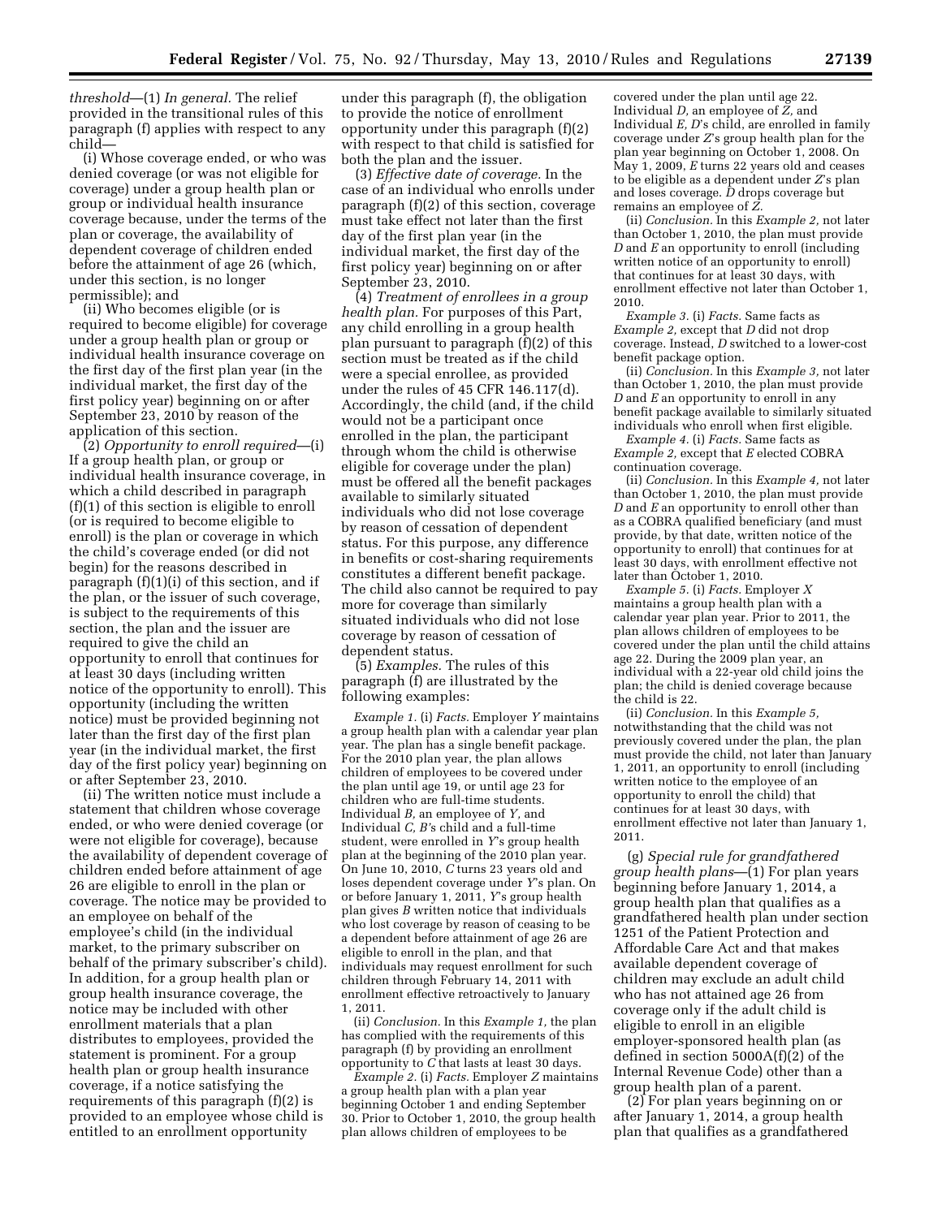*threshold*—(1) *In general.* The relief provided in the transitional rules of this paragraph (f) applies with respect to any child—

(i) Whose coverage ended, or who was denied coverage (or was not eligible for coverage) under a group health plan or group or individual health insurance coverage because, under the terms of the plan or coverage, the availability of dependent coverage of children ended before the attainment of age 26 (which, under this section, is no longer permissible); and

(ii) Who becomes eligible (or is required to become eligible) for coverage under a group health plan or group or individual health insurance coverage on the first day of the first plan year (in the individual market, the first day of the first policy year) beginning on or after September 23, 2010 by reason of the application of this section.

(2) *Opportunity to enroll required*—(i) If a group health plan, or group or individual health insurance coverage, in which a child described in paragraph (f)(1) of this section is eligible to enroll (or is required to become eligible to enroll) is the plan or coverage in which the child's coverage ended (or did not begin) for the reasons described in paragraph (f)(1)(i) of this section, and if the plan, or the issuer of such coverage, is subject to the requirements of this section, the plan and the issuer are required to give the child an opportunity to enroll that continues for at least 30 days (including written notice of the opportunity to enroll). This opportunity (including the written notice) must be provided beginning not later than the first day of the first plan year (in the individual market, the first day of the first policy year) beginning on or after September 23, 2010.

(ii) The written notice must include a statement that children whose coverage ended, or who were denied coverage (or were not eligible for coverage), because the availability of dependent coverage of children ended before attainment of age 26 are eligible to enroll in the plan or coverage. The notice may be provided to an employee on behalf of the employee's child (in the individual market, to the primary subscriber on behalf of the primary subscriber's child). In addition, for a group health plan or group health insurance coverage, the notice may be included with other enrollment materials that a plan distributes to employees, provided the statement is prominent. For a group health plan or group health insurance coverage, if a notice satisfying the requirements of this paragraph (f)(2) is provided to an employee whose child is entitled to an enrollment opportunity under this paragraph (f), the obligation to provide the notice of enrollment opportunity under this paragraph (f)(2) with respect to that child is satisfied for both the plan and the issuer.

(3) *Effective date of coverage.* In the case of an individual who enrolls under paragraph (f)(2) of this section, coverage must take effect not later than the first day of the first plan year (in the individual market, the first day of the first policy year) beginning on or after September 23, 2010.

(4) *Treatment of enrollees in a group health plan.* For purposes of this Part, any child enrolling in a group health plan pursuant to paragraph (f)(2) of this section must be treated as if the child were a special enrollee, as provided under the rules of 45 CFR 146.117(d). Accordingly, the child (and, if the child would not be a participant once enrolled in the plan, the participant through whom the child is otherwise eligible for coverage under the plan) must be offered all the benefit packages available to similarly situated individuals who did not lose coverage by reason of cessation of dependent status. For this purpose, any difference in benefits or cost-sharing requirements constitutes a different benefit package. The child also cannot be required to pay more for coverage than similarly situated individuals who did not lose coverage by reason of cessation of dependent status.

(5) *Examples.* The rules of this paragraph (f) are illustrated by the following examples:

*Example 1.* (i) *Facts.* Employer *Y* maintains a group health plan with a calendar year plan year. The plan has a single benefit package. For the 2010 plan year, the plan allows children of employees to be covered under the plan until age 19, or until age 23 for children who are full-time students. Individual *B,* an employee of *Y,* and Individual *C, B*'s child and a full-time student, were enrolled in *Y*'s group health plan at the beginning of the 2010 plan year. On June 10, 2010, *C* turns 23 years old and loses dependent coverage under *Y*'s plan. On or before January 1, 2011, *Y*'s group health plan gives *B* written notice that individuals who lost coverage by reason of ceasing to be a dependent before attainment of age 26 are eligible to enroll in the plan, and that individuals may request enrollment for such children through February 14, 2011 with enrollment effective retroactively to January 1, 2011.

(ii) *Conclusion.* In this *Example 1,* the plan has complied with the requirements of this paragraph (f) by providing an enrollment opportunity to *C* that lasts at least 30 days.

*Example 2.* (i) *Facts.* Employer *Z* maintains a group health plan with a plan year beginning October 1 and ending September 30. Prior to October 1, 2010, the group health plan allows children of employees to be covered under the plan until age 22. Individual *D,* an employee of *Z,* and Individual *E, D*'s child, are enrolled in family coverage under *Z*'s group health plan for the plan year beginning on October 1, 2008. On May 1, 2009, *E* turns 22 years old and ceases to be eligible as a dependent under *Z*'s plan and loses coverage. *D* drops coverage but remains an employee of *Z.*

(ii) *Conclusion.* In this *Example 2,* not later than October 1, 2010, the plan must provide *D* and *E* an opportunity to enroll (including written notice of an opportunity to enroll) that continues for at least 30 days, with enrollment effective not later than October 1, 2010.

*Example 3.* (i) *Facts.* Same facts as *Example 2,* except that *D* did not drop coverage. Instead, *D* switched to a lower-cost benefit package option.

(ii) *Conclusion.* In this *Example 3,* not later than October 1, 2010, the plan must provide *D* and *E* an opportunity to enroll in any benefit package available to similarly situated individuals who enroll when first eligible.

*Example 4.* (i) *Facts.* Same facts as *Example 2,* except that *E* elected COBRA continuation coverage.

(ii) *Conclusion.* In this *Example 4,* not later than October 1, 2010, the plan must provide *D* and *E* an opportunity to enroll other than as a COBRA qualified beneficiary (and must provide, by that date, written notice of the opportunity to enroll) that continues for at least 30 days, with enrollment effective not later than October 1, 2010.

*Example 5.* (i) *Facts.* Employer *X* maintains a group health plan with a calendar year plan year. Prior to 2011, the plan allows children of employees to be covered under the plan until the child attains age 22. During the 2009 plan year, an individual with a 22-year old child joins the plan; the child is denied coverage because the child is 22.

(ii) *Conclusion.* In this *Example 5,* notwithstanding that the child was not previously covered under the plan, the plan must provide the child, not later than January 1, 2011, an opportunity to enroll (including written notice to the employee of an opportunity to enroll the child) that continues for at least 30 days, with enrollment effective not later than January 1, 2011.

(g) *Special rule for grandfathered group health plans*—(1) For plan years beginning before January 1, 2014, a group health plan that qualifies as a grandfathered health plan under section 1251 of the Patient Protection and Affordable Care Act and that makes available dependent coverage of children may exclude an adult child who has not attained age 26 from coverage only if the adult child is eligible to enroll in an eligible employer-sponsored health plan (as defined in section 5000A(f)(2) of the Internal Revenue Code) other than a group health plan of a parent.

(2) For plan years beginning on or after January 1, 2014, a group health plan that qualifies as a grandfathered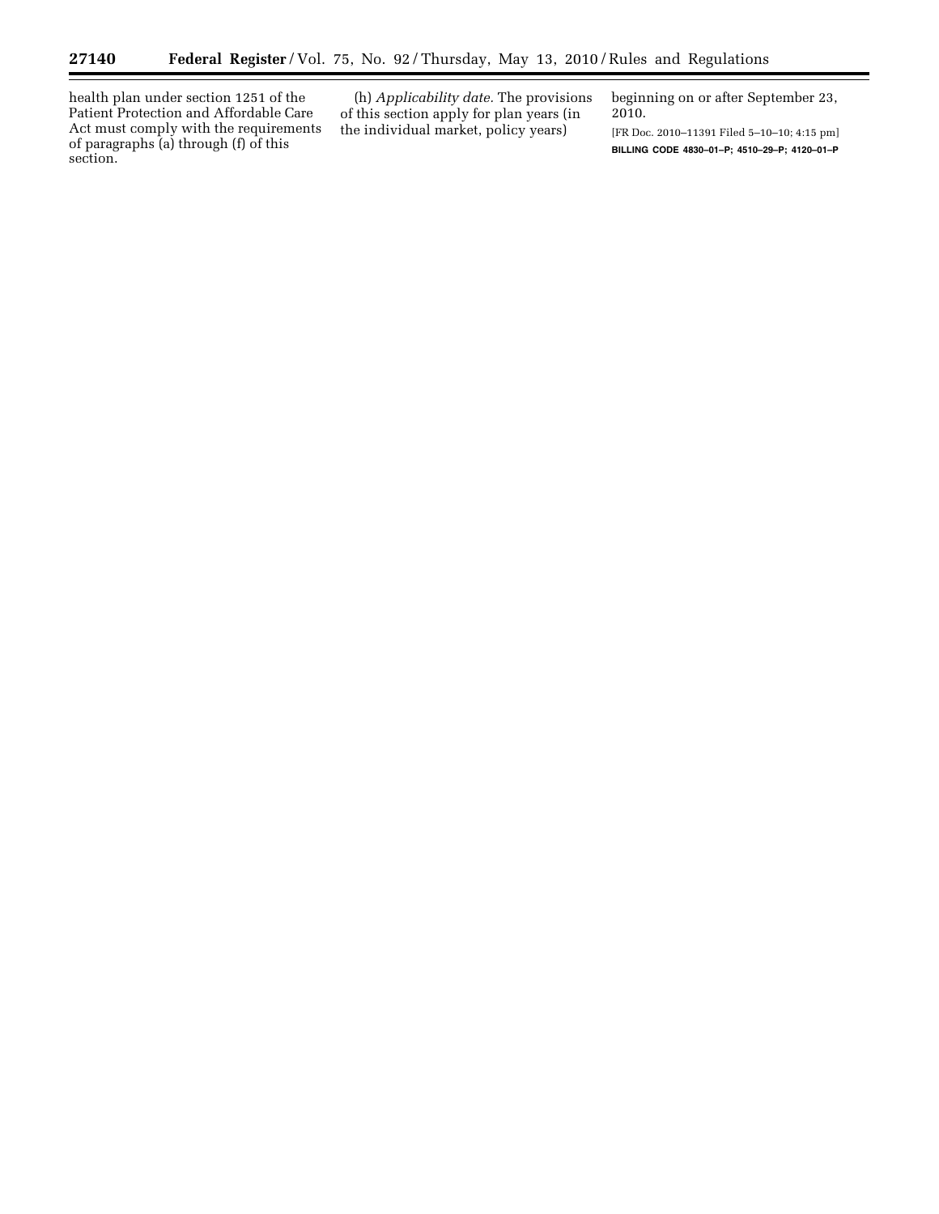health plan under section 1251 of the Patient Protection and Affordable Care Act must comply with the requirements of paragraphs (a) through (f) of this section.

(h) *Applicability date.* The provisions of this section apply for plan years (in the individual market, policy years) beginning on or after September 23, 2010.

[FR Doc. 2010–11391 Filed 5–10–10; 4:15 pm]

**BILLING CODE 4830–01–P; 4510–29–P; 4120–01–P**